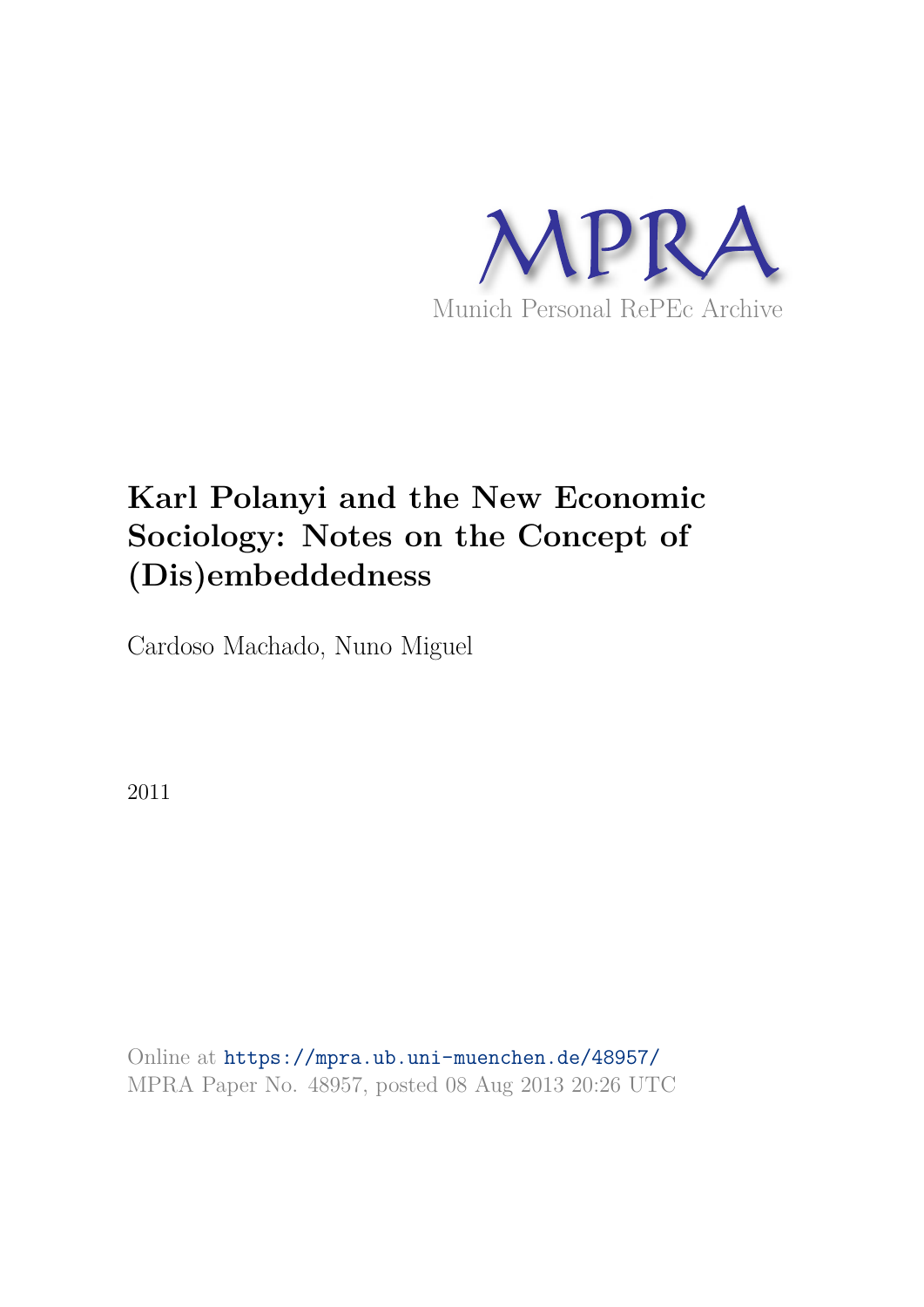MPRA

Munich Personal RePEc Archive

# Karl Polanyi and the New Economic Sociology: Notes on the Concept of (Dis)embeddedness

Cardoso Machado, Nuno Miguel

2011

Online at https://mpra.ub.uni-muenchen.de/48957/
MPRA Paper No. 48957, posted 08 Aug 2013 20:26 UTC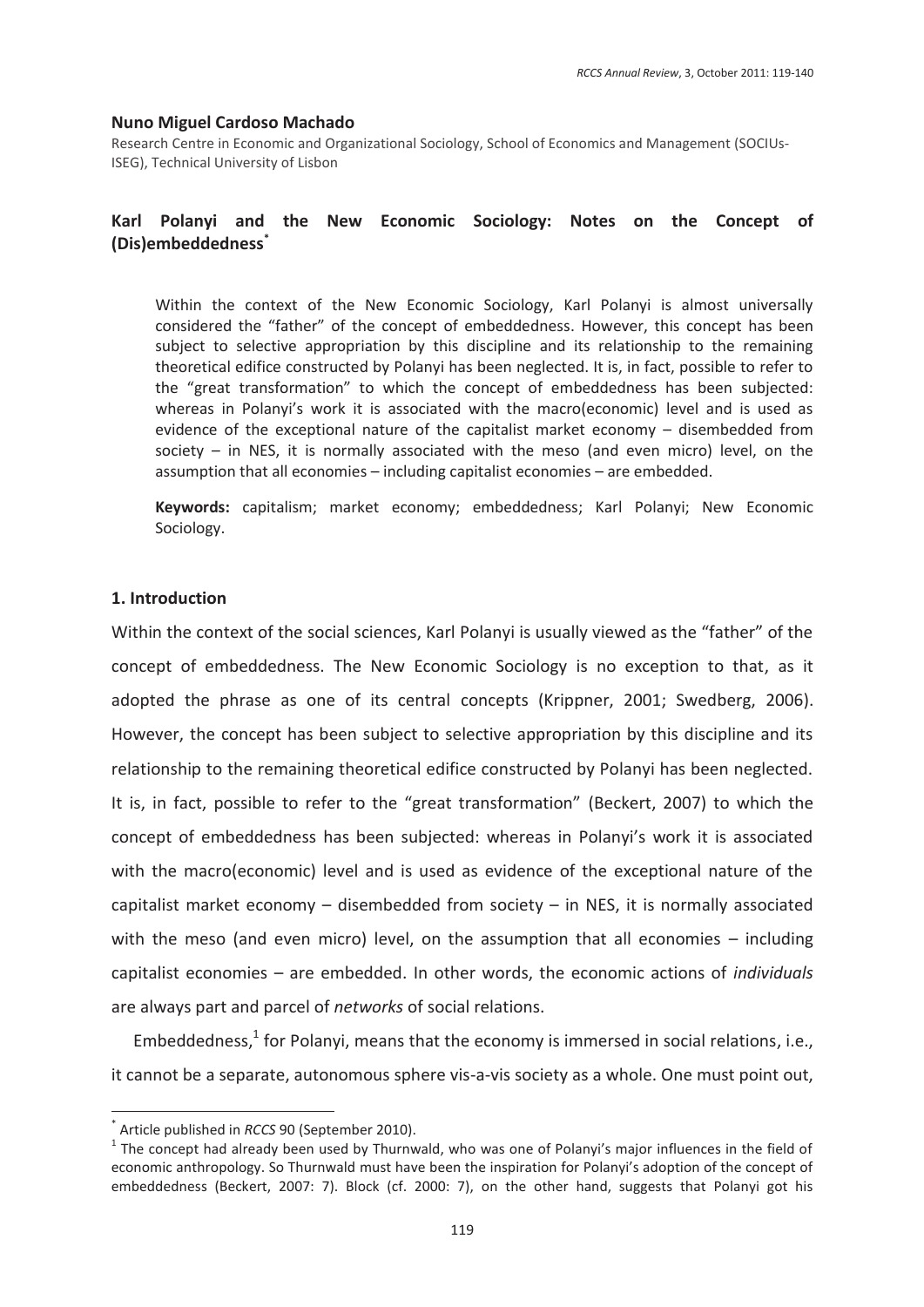**Nuno Miguel Cardoso Machado**

Research Centre in Economic and Organizational Sociology, School of Economics and Management (SOCIUs-ISEG), Technical University of Lisbon

## Karl Polanyi and the New Economic Sociology: Notes on the Concept of (Dis)embeddedness[*]

Within the context of the New Economic Sociology, Karl Polanyi is almost universally considered the "father" of the concept of embeddedness. However, this concept has been subject to selective appropriation by this discipline and its relationship to the remaining theoretical edifice constructed by Polanyi has been neglected. It is, in fact, possible to refer to the "great transformation" to which the concept of embeddedness has been subjected: whereas in Polanyi's work it is associated with the macro(economic) level and is used as evidence of the exceptional nature of the capitalist market economy – disembedded from society – in NES, it is normally associated with the meso (and even micro) level, on the assumption that all economies – including capitalist economies – are embedded.

**Keywords:** capitalism; market economy; embeddedness; Karl Polanyi; New Economic Sociology.

### 1. Introduction

Within the context of the social sciences, Karl Polanyi is usually viewed as the "father" of the concept of embeddedness. The New Economic Sociology is no exception to that, as it adopted the phrase as one of its central concepts (Krippner, 2001; Swedberg, 2006). However, the concept has been subject to selective appropriation by this discipline and its relationship to the remaining theoretical edifice constructed by Polanyi has been neglected. It is, in fact, possible to refer to the "great transformation" (Beckert, 2007) to which the concept of embeddedness has been subjected: whereas in Polanyi's work it is associated with the macro(economic) level and is used as evidence of the exceptional nature of the capitalist market economy – disembedded from society – in NES, it is normally associated with the meso (and even micro) level, on the assumption that all economies – including capitalist economies – are embedded. In other words, the economic actions of *individuals* are always part and parcel of *networks* of social relations.

Embeddedness,[1] for Polanyi, means that the economy is immersed in social relations, i.e., it cannot be a separate, autonomous sphere vis-a-vis society as a whole. One must point out,

---

[*] Article published in *RCCS* 90 (September 2010).

[1] The concept had already been used by Thurnwald, who was one of Polanyi's major influences in the field of economic anthropology. So Thurnwald must have been the inspiration for Polanyi's adoption of the concept of embeddedness (Beckert, 2007: 7). Block (cf. 2000: 7), on the other hand, suggests that Polanyi got his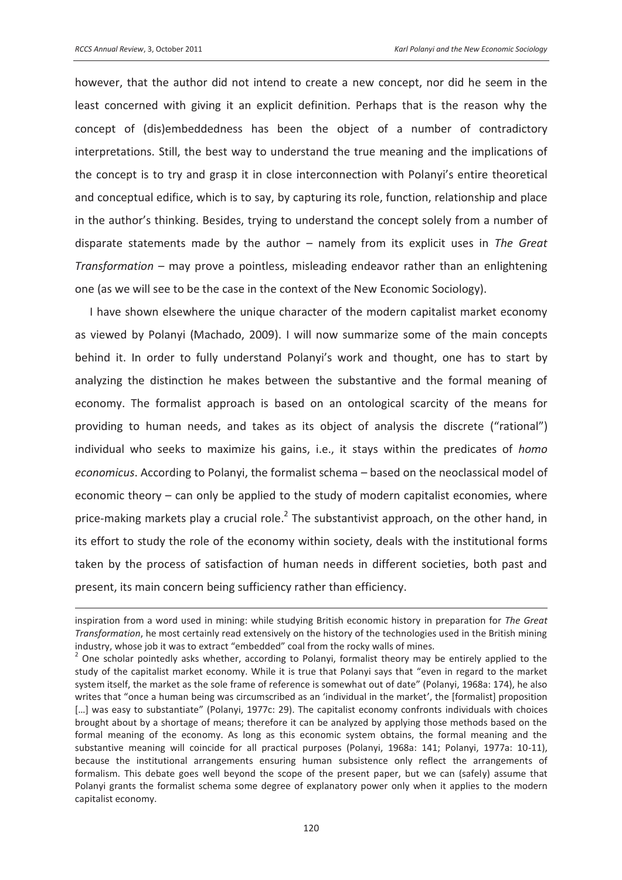however, that the author did not intend to create a new concept, nor did he seem in the least concerned with giving it an explicit definition. Perhaps that is the reason why the concept of (dis)embeddedness has been the object of a number of contradictory interpretations. Still, the best way to understand the true meaning and the implications of the concept is to try and grasp it in close interconnection with Polanyi's entire theoretical and conceptual edifice, which is to say, by capturing its role, function, relationship and place in the author's thinking. Besides, trying to understand the concept solely from a number of disparate statements made by the author – namely from its explicit uses in *The Great Transformation* – may prove a pointless, misleading endeavor rather than an enlightening one (as we will see to be the case in the context of the New Economic Sociology).

I have shown elsewhere the unique character of the modern capitalist market economy as viewed by Polanyi (Machado, 2009). I will now summarize some of the main concepts behind it. In order to fully understand Polanyi's work and thought, one has to start by analyzing the distinction he makes between the substantive and the formal meaning of economy. The formalist approach is based on an ontological scarcity of the means for providing to human needs, and takes as its object of analysis the discrete ("rational") individual who seeks to maximize his gains, i.e., it stays within the predicates of *homo economicus*. According to Polanyi, the formalist schema – based on the neoclassical model of economic theory – can only be applied to the study of modern capitalist economies, where price-making markets play a crucial role.[2] The substantivist approach, on the other hand, in its effort to study the role of the economy within society, deals with the institutional forms taken by the process of satisfaction of human needs in different societies, both past and present, its main concern being sufficiency rather than efficiency.

---

inspiration from a word used in mining: while studying British economic history in preparation for *The Great Transformation*, he most certainly read extensively on the history of the technologies used in the British mining industry, whose job it was to extract "embedded" coal from the rocky walls of mines.

[2] One scholar pointedly asks whether, according to Polanyi, formalist theory may be entirely applied to the study of the capitalist market economy. While it is true that Polanyi says that "even in regard to the market system itself, the market as the sole frame of reference is somewhat out of date" (Polanyi, 1968a: 174), he also writes that "once a human being was circumscribed as an 'individual in the market', the [formalist] proposition [...] was easy to substantiate" (Polanyi, 1977c: 29). The capitalist economy confronts individuals with choices brought about by a shortage of means; therefore it can be analyzed by applying those methods based on the formal meaning of the economy. As long as this economic system obtains, the formal meaning and the substantive meaning will coincide for all practical purposes (Polanyi, 1968a: 141; Polanyi, 1977a: 10-11), because the institutional arrangements ensuring human subsistence only reflect the arrangements of formalism. This debate goes well beyond the scope of the present paper, but we can (safely) assume that Polanyi grants the formalist schema some degree of explanatory power only when it applies to the modern capitalist economy.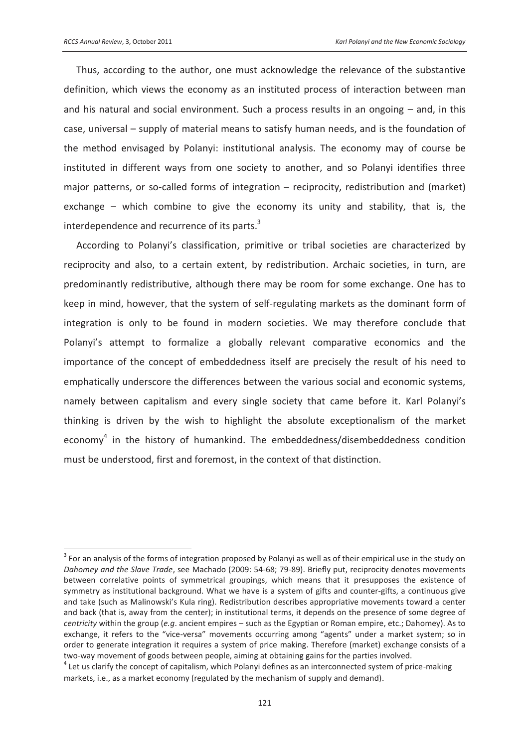Thus, according to the author, one must acknowledge the relevance of the substantive definition, which views the economy as an instituted process of interaction between man and his natural and social environment. Such a process results in an ongoing – and, in this case, universal – supply of material means to satisfy human needs, and is the foundation of the method envisaged by Polanyi: institutional analysis. The economy may of course be instituted in different ways from one society to another, and so Polanyi identifies three major patterns, or so-called forms of integration – reciprocity, redistribution and (market) exchange – which combine to give the economy its unity and stability, that is, the interdependence and recurrence of its parts.[3]

According to Polanyi's classification, primitive or tribal societies are characterized by reciprocity and also, to a certain extent, by redistribution. Archaic societies, in turn, are predominantly redistributive, although there may be room for some exchange. One has to keep in mind, however, that the system of self-regulating markets as the dominant form of integration is only to be found in modern societies. We may therefore conclude that Polanyi's attempt to formalize a globally relevant comparative economics and the importance of the concept of embeddedness itself are precisely the result of his need to emphatically underscore the differences between the various social and economic systems, namely between capitalism and every single society that came before it. Karl Polanyi's thinking is driven by the wish to highlight the absolute exceptionalism of the market economy[4] in the history of humankind. The embeddedness/disembeddedness condition must be understood, first and foremost, in the context of that distinction.

---

[3] For an analysis of the forms of integration proposed by Polanyi as well as of their empirical use in the study on *Dahomey and the Slave Trade*, see Machado (2009: 54-68; 79-89). Briefly put, reciprocity denotes movements between correlative points of symmetrical groupings, which means that it presupposes the existence of symmetry as institutional background. What we have is a system of gifts and counter-gifts, a continuous give and take (such as Malinowski's Kula ring). Redistribution describes appropriative movements toward a center and back (that is, away from the center); in institutional terms, it depends on the presence of some degree of *centricity* within the group (*e.g*. ancient empires – such as the Egyptian or Roman empire, etc.; Dahomey). As to exchange, it refers to the "vice-versa" movements occurring among "agents" under a market system; so in order to generate integration it requires a system of price making. Therefore (market) exchange consists of a two-way movement of goods between people, aiming at obtaining gains for the parties involved.

[4] Let us clarify the concept of capitalism, which Polanyi defines as an interconnected system of price-making markets, i.e., as a market economy (regulated by the mechanism of supply and demand).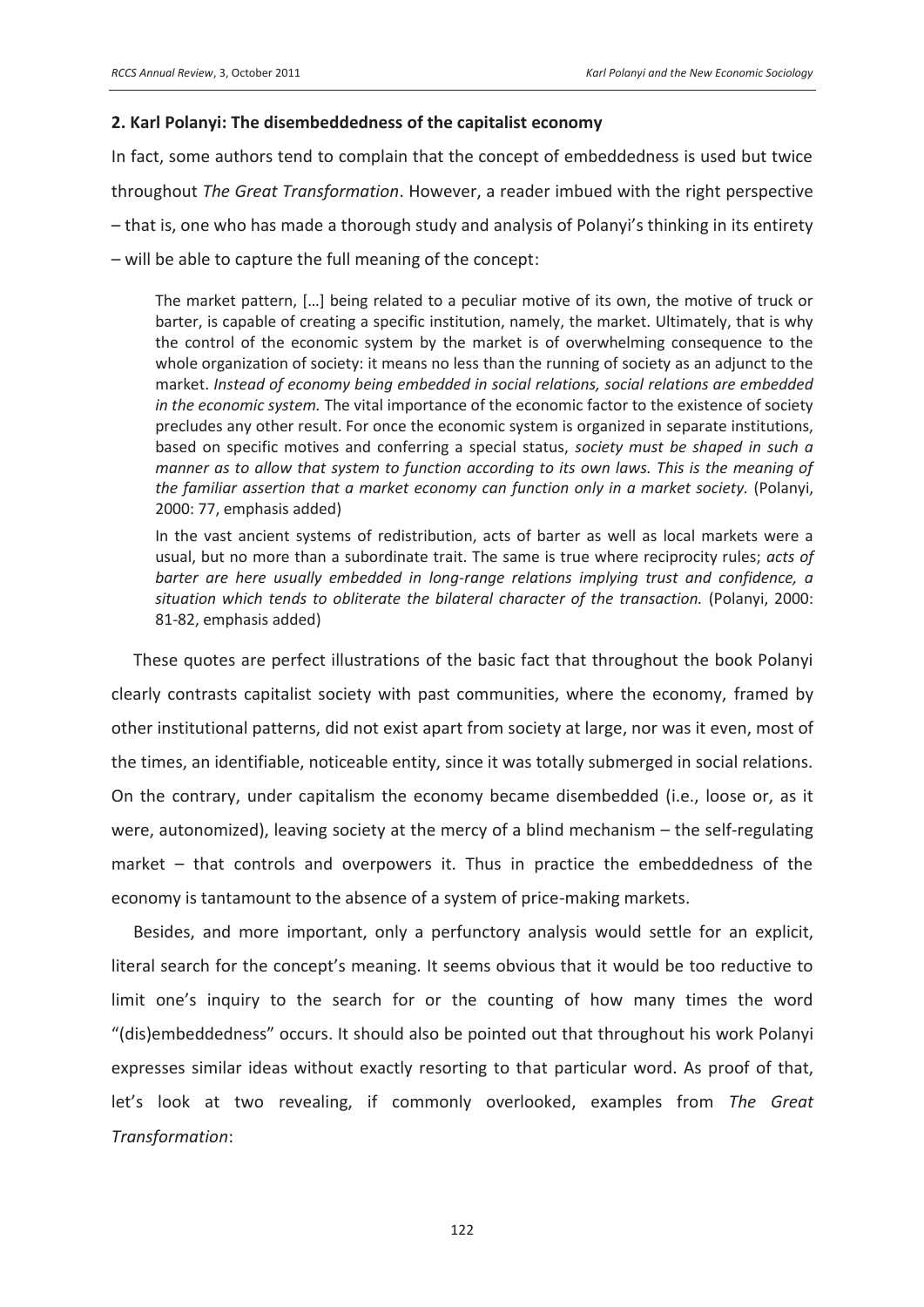## 2. Karl Polanyi: The disembeddedness of the capitalist economy

In fact, some authors tend to complain that the concept of embeddedness is used but twice throughout *The Great Transformation*. However, a reader imbued with the right perspective – that is, one who has made a thorough study and analysis of Polanyi's thinking in its entirety – will be able to capture the full meaning of the concept:

> The market pattern, […] being related to a peculiar motive of its own, the motive of truck or barter, is capable of creating a specific institution, namely, the market. Ultimately, that is why the control of the economic system by the market is of overwhelming consequence to the whole organization of society: it means no less than the running of society as an adjunct to the market. *Instead of economy being embedded in social relations, social relations are embedded in the economic system.* The vital importance of the economic factor to the existence of society precludes any other result. For once the economic system is organized in separate institutions, based on specific motives and conferring a special status, *society must be shaped in such a manner as to allow that system to function according to its own laws. This is the meaning of the familiar assertion that a market economy can function only in a market society.* (Polanyi, 2000: 77, emphasis added)
>
> In the vast ancient systems of redistribution, acts of barter as well as local markets were a usual, but no more than a subordinate trait. The same is true where reciprocity rules; *acts of barter are here usually embedded in long-range relations implying trust and confidence, a situation which tends to obliterate the bilateral character of the transaction.* (Polanyi, 2000: 81-82, emphasis added)

These quotes are perfect illustrations of the basic fact that throughout the book Polanyi clearly contrasts capitalist society with past communities, where the economy, framed by other institutional patterns, did not exist apart from society at large, nor was it even, most of the times, an identifiable, noticeable entity, since it was totally submerged in social relations. On the contrary, under capitalism the economy became disembedded (i.e., loose or, as it were, autonomized), leaving society at the mercy of a blind mechanism – the self-regulating market – that controls and overpowers it. Thus in practice the embeddedness of the economy is tantamount to the absence of a system of price-making markets.

Besides, and more important, only a perfunctory analysis would settle for an explicit, literal search for the concept's meaning. It seems obvious that it would be too reductive to limit one's inquiry to the search for or the counting of how many times the word "(dis)embeddedness" occurs. It should also be pointed out that throughout his work Polanyi expresses similar ideas without exactly resorting to that particular word. As proof of that, let's look at two revealing, if commonly overlooked, examples from *The Great Transformation*: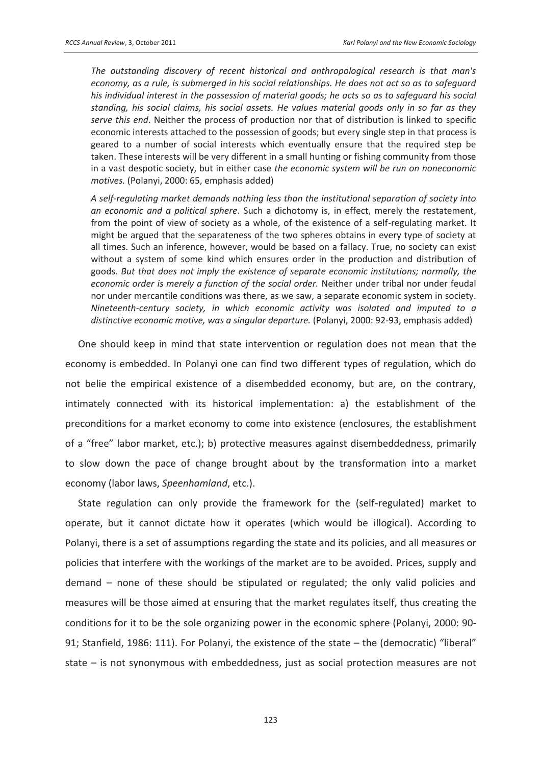> *The outstanding discovery of recent historical and anthropological research is that man's economy, as a rule, is submerged in his social relationships. He does not act so as to safeguard his individual interest in the possession of material goods; he acts so as to safeguard his social standing, his social claims, his social assets. He values material goods only in so far as they serve this end*. Neither the process of production nor that of distribution is linked to specific economic interests attached to the possession of goods; but every single step in that process is geared to a number of social interests which eventually ensure that the required step be taken. These interests will be very different in a small hunting or fishing community from those in a vast despotic society, but in either case *the economic system will be run on noneconomic motives.* (Polanyi, 2000: 65, emphasis added)

> *A self-regulating market demands nothing less than the institutional separation of society into an economic and a political sphere*. Such a dichotomy is, in effect, merely the restatement, from the point of view of society as a whole, of the existence of a self-regulating market. It might be argued that the separateness of the two spheres obtains in every type of society at all times. Such an inference, however, would be based on a fallacy. True, no society can exist without a system of some kind which ensures order in the production and distribution of goods. *But that does not imply the existence of separate economic institutions; normally, the economic order is merely a function of the social order.* Neither under tribal nor under feudal nor under mercantile conditions was there, as we saw, a separate economic system in society. *Nineteenth-century society, in which economic activity was isolated and imputed to a distinctive economic motive, was a singular departure.* (Polanyi, 2000: 92-93, emphasis added)

One should keep in mind that state intervention or regulation does not mean that the economy is embedded. In Polanyi one can find two different types of regulation, which do not belie the empirical existence of a disembedded economy, but are, on the contrary, intimately connected with its historical implementation: a) the establishment of the preconditions for a market economy to come into existence (enclosures, the establishment of a "free" labor market, etc.); b) protective measures against disembeddedness, primarily to slow down the pace of change brought about by the transformation into a market economy (labor laws, *Speenhamland*, etc.).

State regulation can only provide the framework for the (self-regulated) market to operate, but it cannot dictate how it operates (which would be illogical). According to Polanyi, there is a set of assumptions regarding the state and its policies, and all measures or policies that interfere with the workings of the market are to be avoided. Prices, supply and demand – none of these should be stipulated or regulated; the only valid policies and measures will be those aimed at ensuring that the market regulates itself, thus creating the conditions for it to be the sole organizing power in the economic sphere (Polanyi, 2000: 90-91; Stanfield, 1986: 111). For Polanyi, the existence of the state – the (democratic) "liberal" state – is not synonymous with embeddedness, just as social protection measures are not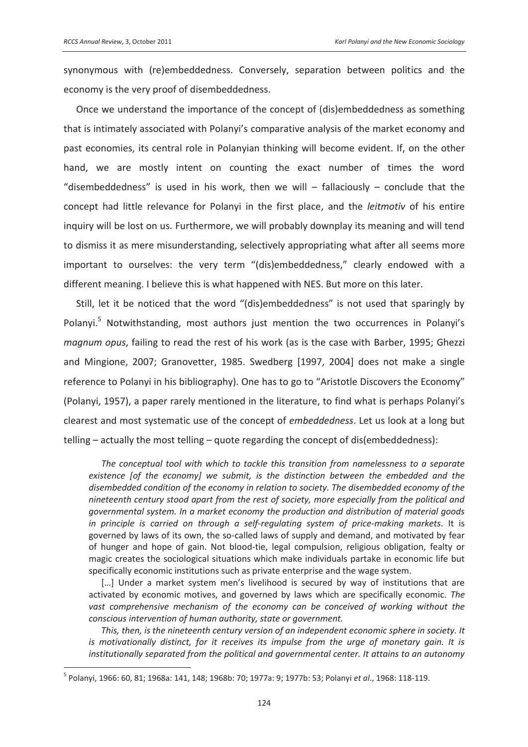synonymous with (re)embeddedness. Conversely, separation between politics and the economy is the very proof of disembeddedness.

Once we understand the importance of the concept of (dis)embeddedness as something that is intimately associated with Polanyi's comparative analysis of the market economy and past economies, its central role in Polanyian thinking will become evident. If, on the other hand, we are mostly intent on counting the exact number of times the word "disembeddedness" is used in his work, then we will – fallaciously – conclude that the concept had little relevance for Polanyi in the first place, and the *leitmotiv* of his entire inquiry will be lost on us. Furthermore, we will probably downplay its meaning and will tend to dismiss it as mere misunderstanding, selectively appropriating what after all seems more important to ourselves: the very term "(dis)embeddedness," clearly endowed with a different meaning. I believe this is what happened with NES. But more on this later.

Still, let it be noticed that the word "(dis)embeddedness" is not used that sparingly by Polanyi.[5] Notwithstanding, most authors just mention the two occurrences in Polanyi's *magnum opus*, failing to read the rest of his work (as is the case with Barber, 1995; Ghezzi and Mingione, 2007; Granovetter, 1985. Swedberg [1997, 2004] does not make a single reference to Polanyi in his bibliography). One has to go to "Aristotle Discovers the Economy" (Polanyi, 1957), a paper rarely mentioned in the literature, to find what is perhaps Polanyi's clearest and most systematic use of the concept of *embeddedness*. Let us look at a long but telling – actually the most telling – quote regarding the concept of dis(embeddedness):

> *The conceptual tool with which to tackle this transition from namelessness to a separate existence [of the economy] we submit, is the distinction between the embedded and the disembedded condition of the economy in relation to society. The disembedded economy of the nineteenth century stood apart from the rest of society, more especially from the political and governmental system. In a market economy the production and distribution of material goods in principle is carried on through a self-regulating system of price-making markets*. It is governed by laws of its own, the so-called laws of supply and demand, and motivated by fear of hunger and hope of gain. Not blood-tie, legal compulsion, religious obligation, fealty or magic creates the sociological situations which make individuals partake in economic life but specifically economic institutions such as private enterprise and the wage system.
>
> [...] Under a market system men's livelihood is secured by way of institutions that are activated by economic motives, and governed by laws which are specifically economic. *The vast comprehensive mechanism of the economy can be conceived of working without the conscious intervention of human authority, state or government.*
>
> *This, then, is the nineteenth century version of an independent economic sphere in society. It is motivationally distinct, for it receives its impulse from the urge of monetary gain. It is institutionally separated from the political and governmental center. It attains to an autonomy*

[5] Polanyi, 1966: 60, 81; 1968a: 141, 148; 1968b: 70; 1977a: 9; 1977b: 53; Polanyi *et al*., 1968: 118-119.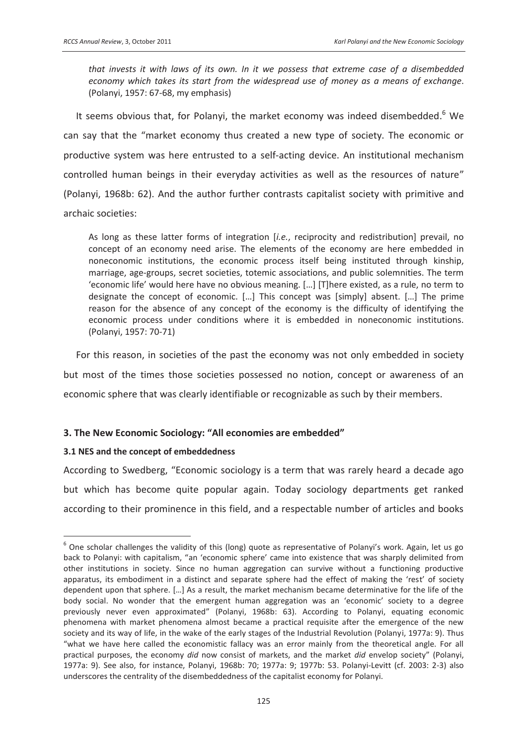> *that invests it with laws of its own. In it we possess that extreme case of a disembedded economy which takes its start from the widespread use of money as a means of exchange*. (Polanyi, 1957: 67-68, my emphasis)

It seems obvious that, for Polanyi, the market economy was indeed disembedded.[6] We can say that the "market economy thus created a new type of society. The economic or productive system was here entrusted to a self-acting device. An institutional mechanism controlled human beings in their everyday activities as well as the resources of nature" (Polanyi, 1968b: 62). And the author further contrasts capitalist society with primitive and archaic societies:

> As long as these latter forms of integration [*i.e.*, reciprocity and redistribution] prevail, no concept of an economy need arise. The elements of the economy are here embedded in noneconomic institutions, the economic process itself being instituted through kinship, marriage, age-groups, secret societies, totemic associations, and public solemnities. The term 'economic life' would here have no obvious meaning. […] [T]here existed, as a rule, no term to designate the concept of economic. […] This concept was [simply] absent. […] The prime reason for the absence of any concept of the economy is the difficulty of identifying the economic process under conditions where it is embedded in noneconomic institutions. (Polanyi, 1957: 70-71)

For this reason, in societies of the past the economy was not only embedded in society but most of the times those societies possessed no notion, concept or awareness of an economic sphere that was clearly identifiable or recognizable as such by their members.

## 3. The New Economic Sociology: "All economies are embedded"

### 3.1 NES and the concept of embeddedness

According to Swedberg, "Economic sociology is a term that was rarely heard a decade ago but which has become quite popular again. Today sociology departments get ranked according to their prominence in this field, and a respectable number of articles and books

---

[6] One scholar challenges the validity of this (long) quote as representative of Polanyi's work. Again, let us go back to Polanyi: with capitalism, "an 'economic sphere' came into existence that was sharply delimited from other institutions in society. Since no human aggregation can survive without a functioning productive apparatus, its embodiment in a distinct and separate sphere had the effect of making the 'rest' of society dependent upon that sphere. […] As a result, the market mechanism became determinative for the life of the body social. No wonder that the emergent human aggregation was an 'economic' society to a degree previously never even approximated" (Polanyi, 1968b: 63). According to Polanyi, equating economic phenomena with market phenomena almost became a practical requisite after the emergence of the new society and its way of life, in the wake of the early stages of the Industrial Revolution (Polanyi, 1977a: 9). Thus "what we have here called the economistic fallacy was an error mainly from the theoretical angle. For all practical purposes, the economy *did* now consist of markets, and the market *did* envelop society" (Polanyi, 1977a: 9). See also, for instance, Polanyi, 1968b: 70; 1977a: 9; 1977b: 53. Polanyi-Levitt (cf. 2003: 2-3) also underscores the centrality of the disembeddedness of the capitalist economy for Polanyi.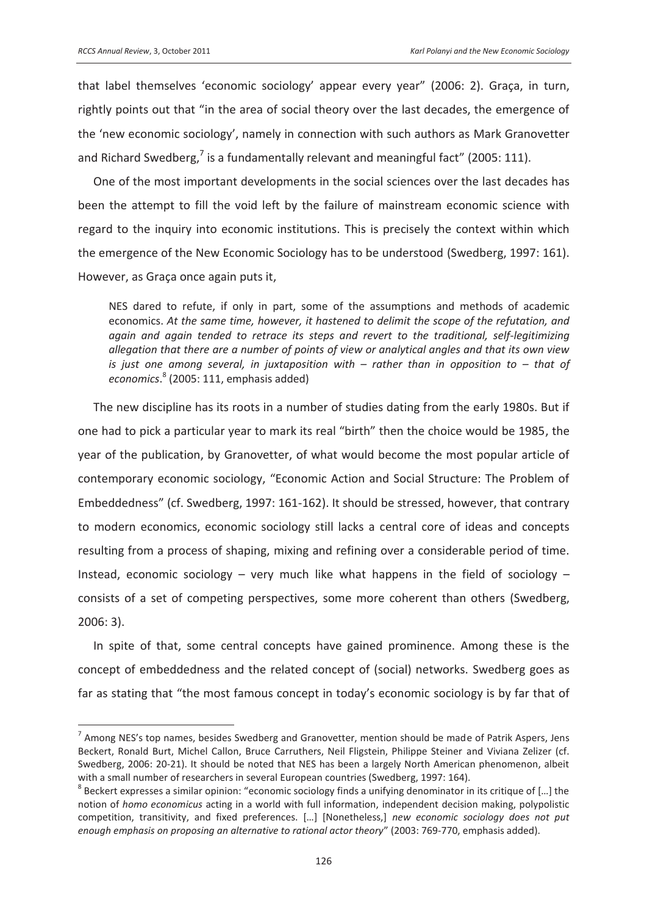that label themselves 'economic sociology' appear every year" (2006: 2). Graça, in turn, rightly points out that "in the area of social theory over the last decades, the emergence of the 'new economic sociology', namely in connection with such authors as Mark Granovetter and Richard Swedberg,[7] is a fundamentally relevant and meaningful fact" (2005: 111).

One of the most important developments in the social sciences over the last decades has been the attempt to fill the void left by the failure of mainstream economic science with regard to the inquiry into economic institutions. This is precisely the context within which the emergence of the New Economic Sociology has to be understood (Swedberg, 1997: 161). However, as Graça once again puts it,

> NES dared to refute, if only in part, some of the assumptions and methods of academic economics. *At the same time, however, it hastened to delimit the scope of the refutation, and again and again tended to retrace its steps and revert to the traditional, self-legitimizing allegation that there are a number of points of view or analytical angles and that its own view is just one among several, in juxtaposition with – rather than in opposition to – that of economics*.[8] (2005: 111, emphasis added)

The new discipline has its roots in a number of studies dating from the early 1980s. But if one had to pick a particular year to mark its real "birth" then the choice would be 1985, the year of the publication, by Granovetter, of what would become the most popular article of contemporary economic sociology, "Economic Action and Social Structure: The Problem of Embeddedness" (cf. Swedberg, 1997: 161-162). It should be stressed, however, that contrary to modern economics, economic sociology still lacks a central core of ideas and concepts resulting from a process of shaping, mixing and refining over a considerable period of time. Instead, economic sociology – very much like what happens in the field of sociology – consists of a set of competing perspectives, some more coherent than others (Swedberg, 2006: 3).

In spite of that, some central concepts have gained prominence. Among these is the concept of embeddedness and the related concept of (social) networks. Swedberg goes as far as stating that "the most famous concept in today's economic sociology is by far that of

---

[7] Among NES's top names, besides Swedberg and Granovetter, mention should be made of Patrik Aspers, Jens Beckert, Ronald Burt, Michel Callon, Bruce Carruthers, Neil Fligstein, Philippe Steiner and Viviana Zelizer (cf. Swedberg, 2006: 20-21). It should be noted that NES has been a largely North American phenomenon, albeit with a small number of researchers in several European countries (Swedberg, 1997: 164).

[8] Beckert expresses a similar opinion: "economic sociology finds a unifying denominator in its critique of […] the notion of *homo economicus* acting in a world with full information, independent decision making, polypolistic competition, transitivity, and fixed preferences. […] [Nonetheless,] *new economic sociology does not put enough emphasis on proposing an alternative to rational actor theory*" (2003: 769-770, emphasis added).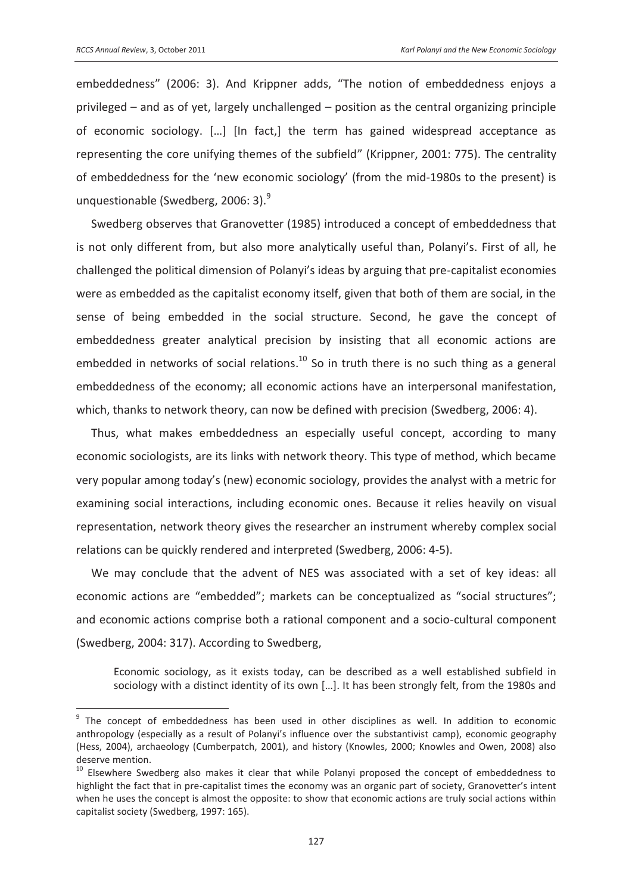embeddedness" (2006: 3). And Krippner adds, "The notion of embeddedness enjoys a privileged – and as of yet, largely unchallenged – position as the central organizing principle of economic sociology. […] [In fact,] the term has gained widespread acceptance as representing the core unifying themes of the subfield" (Krippner, 2001: 775). The centrality of embeddedness for the 'new economic sociology' (from the mid-1980s to the present) is unquestionable (Swedberg, 2006: 3).[9]

Swedberg observes that Granovetter (1985) introduced a concept of embeddedness that is not only different from, but also more analytically useful than, Polanyi's. First of all, he challenged the political dimension of Polanyi's ideas by arguing that pre-capitalist economies were as embedded as the capitalist economy itself, given that both of them are social, in the sense of being embedded in the social structure. Second, he gave the concept of embeddedness greater analytical precision by insisting that all economic actions are embedded in networks of social relations.[10] So in truth there is no such thing as a general embeddedness of the economy; all economic actions have an interpersonal manifestation, which, thanks to network theory, can now be defined with precision (Swedberg, 2006: 4).

Thus, what makes embeddedness an especially useful concept, according to many economic sociologists, are its links with network theory. This type of method, which became very popular among today's (new) economic sociology, provides the analyst with a metric for examining social interactions, including economic ones. Because it relies heavily on visual representation, network theory gives the researcher an instrument whereby complex social relations can be quickly rendered and interpreted (Swedberg, 2006: 4-5).

We may conclude that the advent of NES was associated with a set of key ideas: all economic actions are "embedded"; markets can be conceptualized as "social structures"; and economic actions comprise both a rational component and a socio-cultural component (Swedberg, 2004: 317). According to Swedberg,

> Economic sociology, as it exists today, can be described as a well established subfield in sociology with a distinct identity of its own […]. It has been strongly felt, from the 1980s and

---

[9] The concept of embeddedness has been used in other disciplines as well. In addition to economic anthropology (especially as a result of Polanyi's influence over the substantivist camp), economic geography (Hess, 2004), archaeology (Cumberpatch, 2001), and history (Knowles, 2000; Knowles and Owen, 2008) also deserve mention.

[10] Elsewhere Swedberg also makes it clear that while Polanyi proposed the concept of embeddedness to highlight the fact that in pre-capitalist times the economy was an organic part of society, Granovetter's intent when he uses the concept is almost the opposite: to show that economic actions are truly social actions within capitalist society (Swedberg, 1997: 165).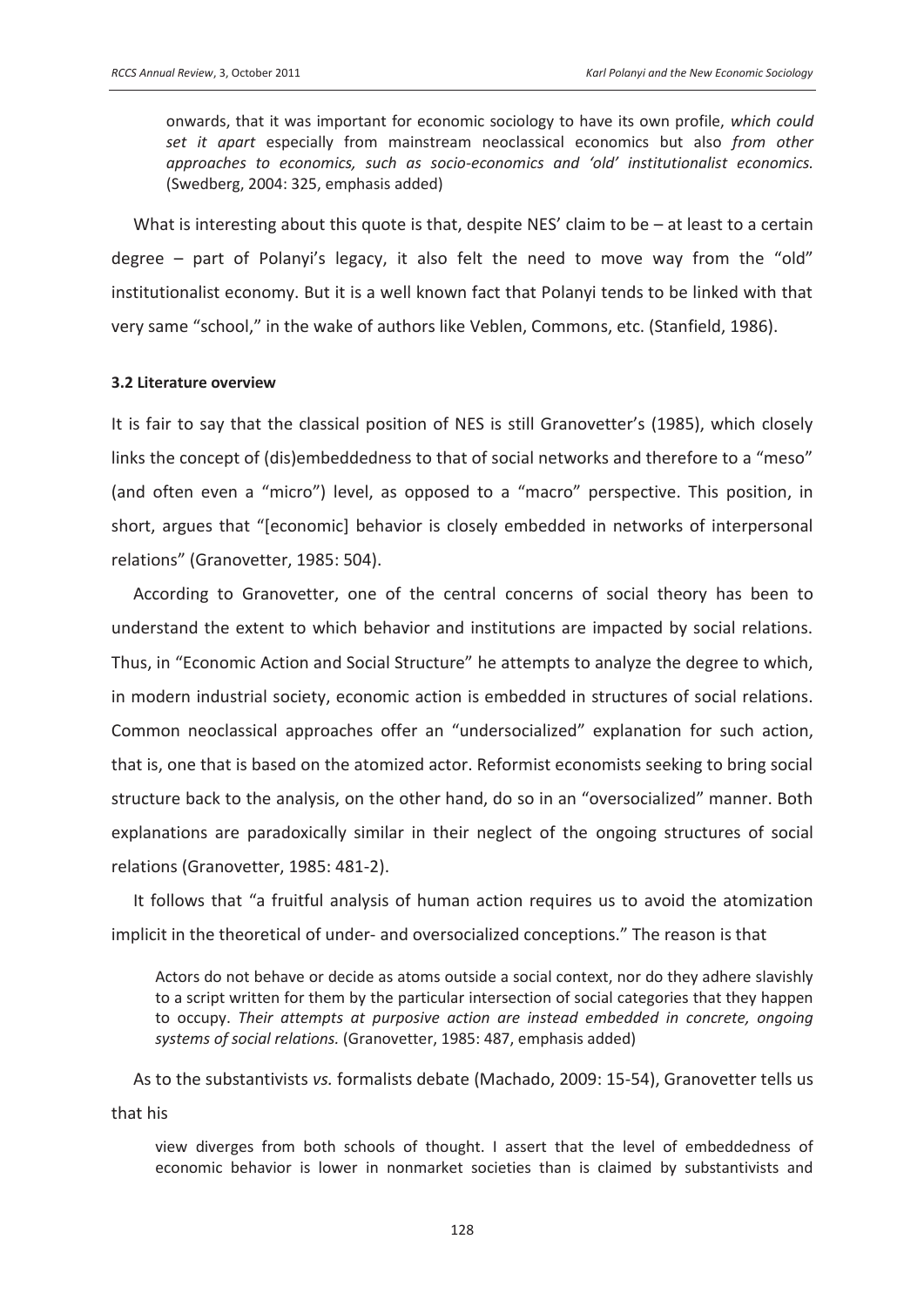onwards, that it was important for economic sociology to have its own profile, *which could set it apart* especially from mainstream neoclassical economics but also *from other approaches to economics, such as socio-economics and 'old' institutionalist economics.* (Swedberg, 2004: 325, emphasis added)

What is interesting about this quote is that, despite NES' claim to be – at least to a certain degree – part of Polanyi's legacy, it also felt the need to move way from the "old" institutionalist economy. But it is a well known fact that Polanyi tends to be linked with that very same "school," in the wake of authors like Veblen, Commons, etc. (Stanfield, 1986).

### 3.2 Literature overview

It is fair to say that the classical position of NES is still Granovetter's (1985), which closely links the concept of (dis)embeddedness to that of social networks and therefore to a "meso" (and often even a "micro") level, as opposed to a "macro" perspective. This position, in short, argues that "[economic] behavior is closely embedded in networks of interpersonal relations" (Granovetter, 1985: 504).

According to Granovetter, one of the central concerns of social theory has been to understand the extent to which behavior and institutions are impacted by social relations. Thus, in "Economic Action and Social Structure" he attempts to analyze the degree to which, in modern industrial society, economic action is embedded in structures of social relations. Common neoclassical approaches offer an "undersocialized" explanation for such action, that is, one that is based on the atomized actor. Reformist economists seeking to bring social structure back to the analysis, on the other hand, do so in an "oversocialized" manner. Both explanations are paradoxically similar in their neglect of the ongoing structures of social relations (Granovetter, 1985: 481-2).

It follows that "a fruitful analysis of human action requires us to avoid the atomization implicit in the theoretical of under- and oversocialized conceptions." The reason is that

> Actors do not behave or decide as atoms outside a social context, nor do they adhere slavishly to a script written for them by the particular intersection of social categories that they happen to occupy. *Their attempts at purposive action are instead embedded in concrete, ongoing systems of social relations.* (Granovetter, 1985: 487, emphasis added)

As to the substantivists *vs.* formalists debate (Machado, 2009: 15-54), Granovetter tells us that his

> view diverges from both schools of thought. I assert that the level of embeddedness of economic behavior is lower in nonmarket societies than is claimed by substantivists and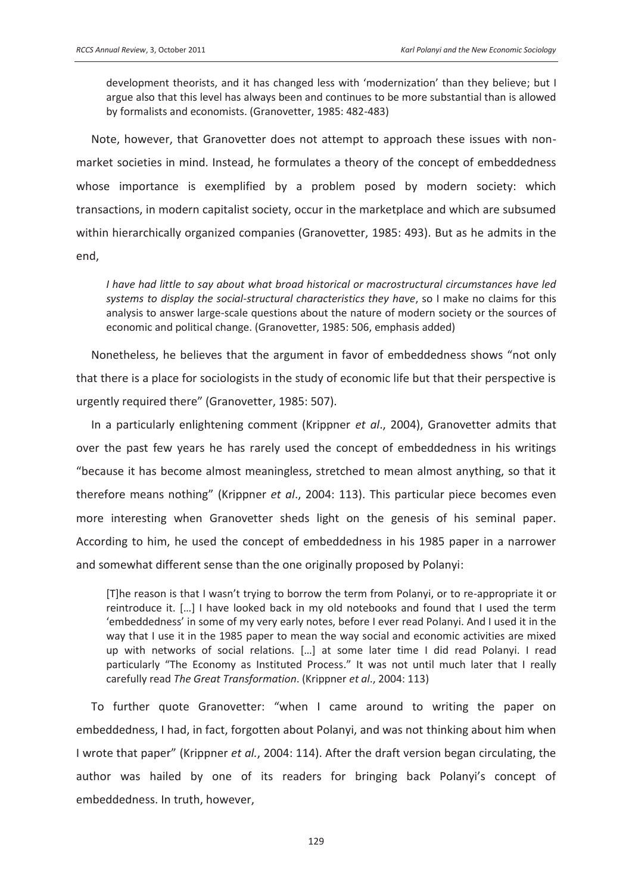> development theorists, and it has changed less with 'modernization' than they believe; but I argue also that this level has always been and continues to be more substantial than is allowed by formalists and economists. (Granovetter, 1985: 482-483)

Note, however, that Granovetter does not attempt to approach these issues with non-market societies in mind. Instead, he formulates a theory of the concept of embeddedness whose importance is exemplified by a problem posed by modern society: which transactions, in modern capitalist society, occur in the marketplace and which are subsumed within hierarchically organized companies (Granovetter, 1985: 493). But as he admits in the end,

> *I have had little to say about what broad historical or macrostructural circumstances have led systems to display the social-structural characteristics they have*, so I make no claims for this analysis to answer large-scale questions about the nature of modern society or the sources of economic and political change. (Granovetter, 1985: 506, emphasis added)

Nonetheless, he believes that the argument in favor of embeddedness shows "not only that there is a place for sociologists in the study of economic life but that their perspective is urgently required there" (Granovetter, 1985: 507).

In a particularly enlightening comment (Krippner *et al*., 2004), Granovetter admits that over the past few years he has rarely used the concept of embeddedness in his writings "because it has become almost meaningless, stretched to mean almost anything, so that it therefore means nothing" (Krippner *et al*., 2004: 113). This particular piece becomes even more interesting when Granovetter sheds light on the genesis of his seminal paper. According to him, he used the concept of embeddedness in his 1985 paper in a narrower and somewhat different sense than the one originally proposed by Polanyi:

> [T]he reason is that I wasn't trying to borrow the term from Polanyi, or to re-appropriate it or reintroduce it. […] I have looked back in my old notebooks and found that I used the term 'embeddedness' in some of my very early notes, before I ever read Polanyi. And I used it in the way that I use it in the 1985 paper to mean the way social and economic activities are mixed up with networks of social relations. […] at some later time I did read Polanyi. I read particularly "The Economy as Instituted Process." It was not until much later that I really carefully read *The Great Transformation*. (Krippner *et al*., 2004: 113)

To further quote Granovetter: "when I came around to writing the paper on embeddedness, I had, in fact, forgotten about Polanyi, and was not thinking about him when I wrote that paper" (Krippner *et al.*, 2004: 114). After the draft version began circulating, the author was hailed by one of its readers for bringing back Polanyi's concept of embeddedness. In truth, however,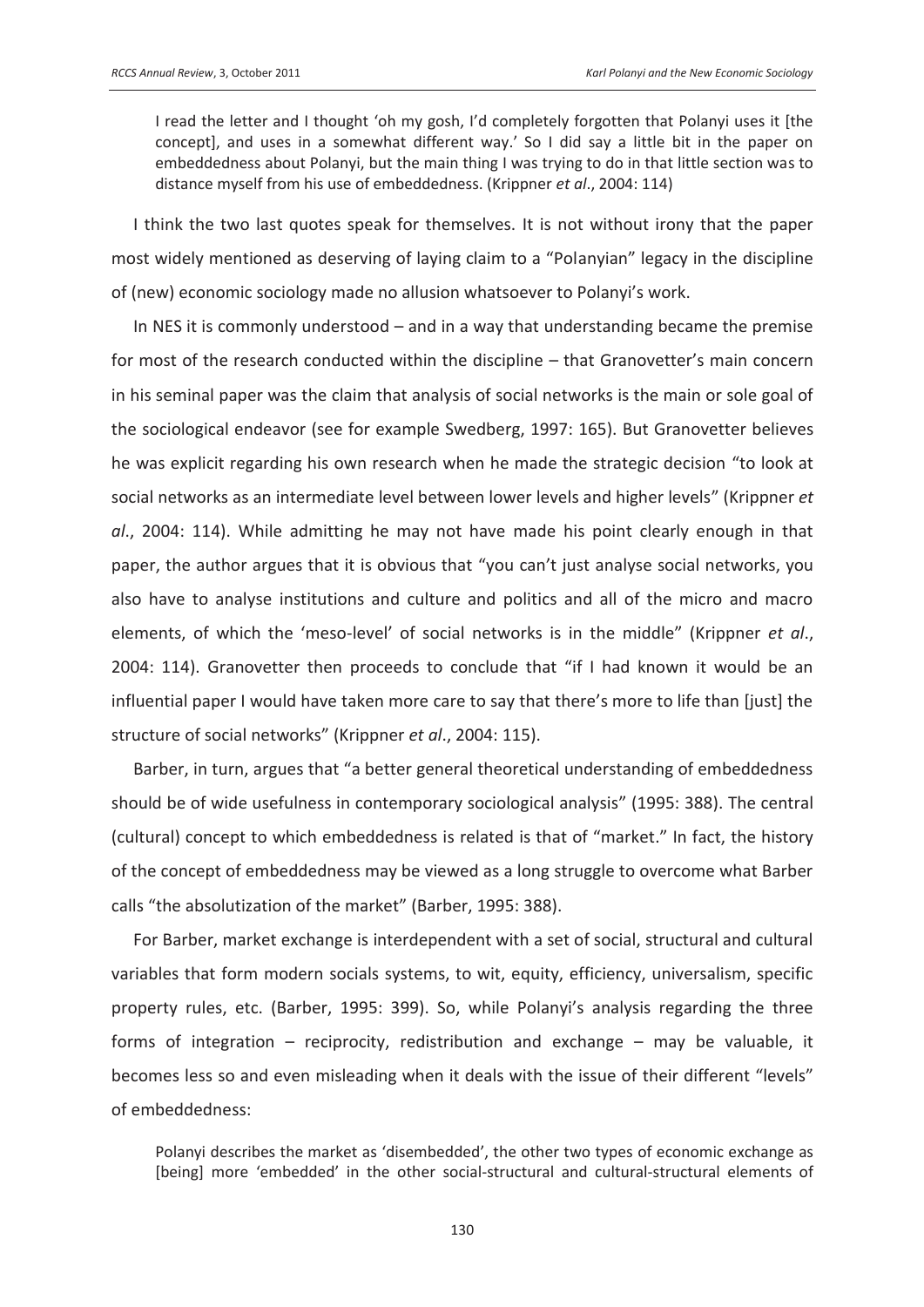> I read the letter and I thought 'oh my gosh, I'd completely forgotten that Polanyi uses it [the concept], and uses in a somewhat different way.' So I did say a little bit in the paper on embeddedness about Polanyi, but the main thing I was trying to do in that little section was to distance myself from his use of embeddedness. (Krippner *et al*., 2004: 114)

I think the two last quotes speak for themselves. It is not without irony that the paper most widely mentioned as deserving of laying claim to a "Polanyian" legacy in the discipline of (new) economic sociology made no allusion whatsoever to Polanyi's work.

In NES it is commonly understood – and in a way that understanding became the premise for most of the research conducted within the discipline – that Granovetter's main concern in his seminal paper was the claim that analysis of social networks is the main or sole goal of the sociological endeavor (see for example Swedberg, 1997: 165). But Granovetter believes he was explicit regarding his own research when he made the strategic decision "to look at social networks as an intermediate level between lower levels and higher levels" (Krippner *et al*., 2004: 114). While admitting he may not have made his point clearly enough in that paper, the author argues that it is obvious that "you can't just analyse social networks, you also have to analyse institutions and culture and politics and all of the micro and macro elements, of which the 'meso-level' of social networks is in the middle" (Krippner *et al*., 2004: 114). Granovetter then proceeds to conclude that "if I had known it would be an influential paper I would have taken more care to say that there's more to life than [just] the structure of social networks" (Krippner *et al*., 2004: 115).

Barber, in turn, argues that "a better general theoretical understanding of embeddedness should be of wide usefulness in contemporary sociological analysis" (1995: 388). The central (cultural) concept to which embeddedness is related is that of "market." In fact, the history of the concept of embeddedness may be viewed as a long struggle to overcome what Barber calls "the absolutization of the market" (Barber, 1995: 388).

For Barber, market exchange is interdependent with a set of social, structural and cultural variables that form modern socials systems, to wit, equity, efficiency, universalism, specific property rules, etc. (Barber, 1995: 399). So, while Polanyi's analysis regarding the three forms of integration – reciprocity, redistribution and exchange – may be valuable, it becomes less so and even misleading when it deals with the issue of their different "levels" of embeddedness:

> Polanyi describes the market as 'disembedded', the other two types of economic exchange as [being] more 'embedded' in the other social-structural and cultural-structural elements of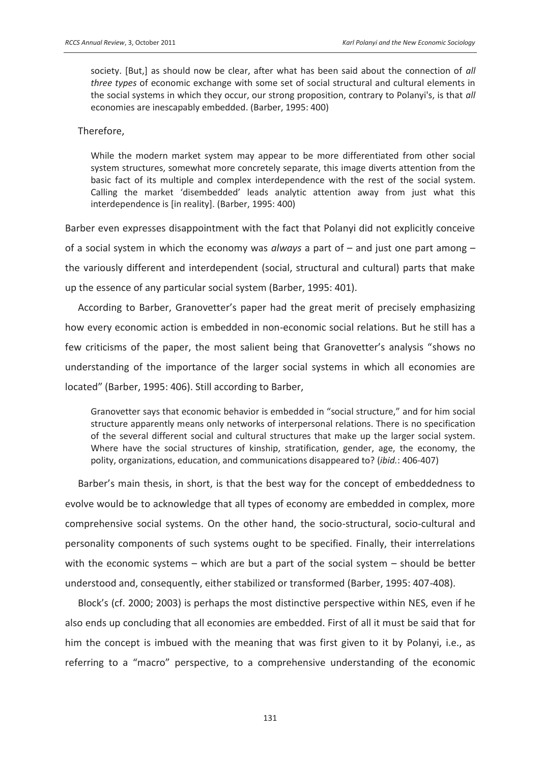> society. [But,] as should now be clear, after what has been said about the connection of *all three types* of economic exchange with some set of social structural and cultural elements in the social systems in which they occur, our strong proposition, contrary to Polanyi's, is that *all* economies are inescapably embedded. (Barber, 1995: 400)

Therefore,

> While the modern market system may appear to be more differentiated from other social system structures, somewhat more concretely separate, this image diverts attention from the basic fact of its multiple and complex interdependence with the rest of the social system. Calling the market 'disembedded' leads analytic attention away from just what this interdependence is [in reality]. (Barber, 1995: 400)

Barber even expresses disappointment with the fact that Polanyi did not explicitly conceive of a social system in which the economy was *always* a part of – and just one part among – the variously different and interdependent (social, structural and cultural) parts that make up the essence of any particular social system (Barber, 1995: 401).

According to Barber, Granovetter's paper had the great merit of precisely emphasizing how every economic action is embedded in non-economic social relations. But he still has a few criticisms of the paper, the most salient being that Granovetter's analysis "shows no understanding of the importance of the larger social systems in which all economies are located" (Barber, 1995: 406). Still according to Barber,

> Granovetter says that economic behavior is embedded in "social structure," and for him social structure apparently means only networks of interpersonal relations. There is no specification of the several different social and cultural structures that make up the larger social system. Where have the social structures of kinship, stratification, gender, age, the economy, the polity, organizations, education, and communications disappeared to? (*ibid.*: 406-407)

Barber's main thesis, in short, is that the best way for the concept of embeddedness to evolve would be to acknowledge that all types of economy are embedded in complex, more comprehensive social systems. On the other hand, the socio-structural, socio-cultural and personality components of such systems ought to be specified. Finally, their interrelations with the economic systems – which are but a part of the social system – should be better understood and, consequently, either stabilized or transformed (Barber, 1995: 407-408).

Block's (cf. 2000; 2003) is perhaps the most distinctive perspective within NES, even if he also ends up concluding that all economies are embedded. First of all it must be said that for him the concept is imbued with the meaning that was first given to it by Polanyi, i.e., as referring to a "macro" perspective, to a comprehensive understanding of the economic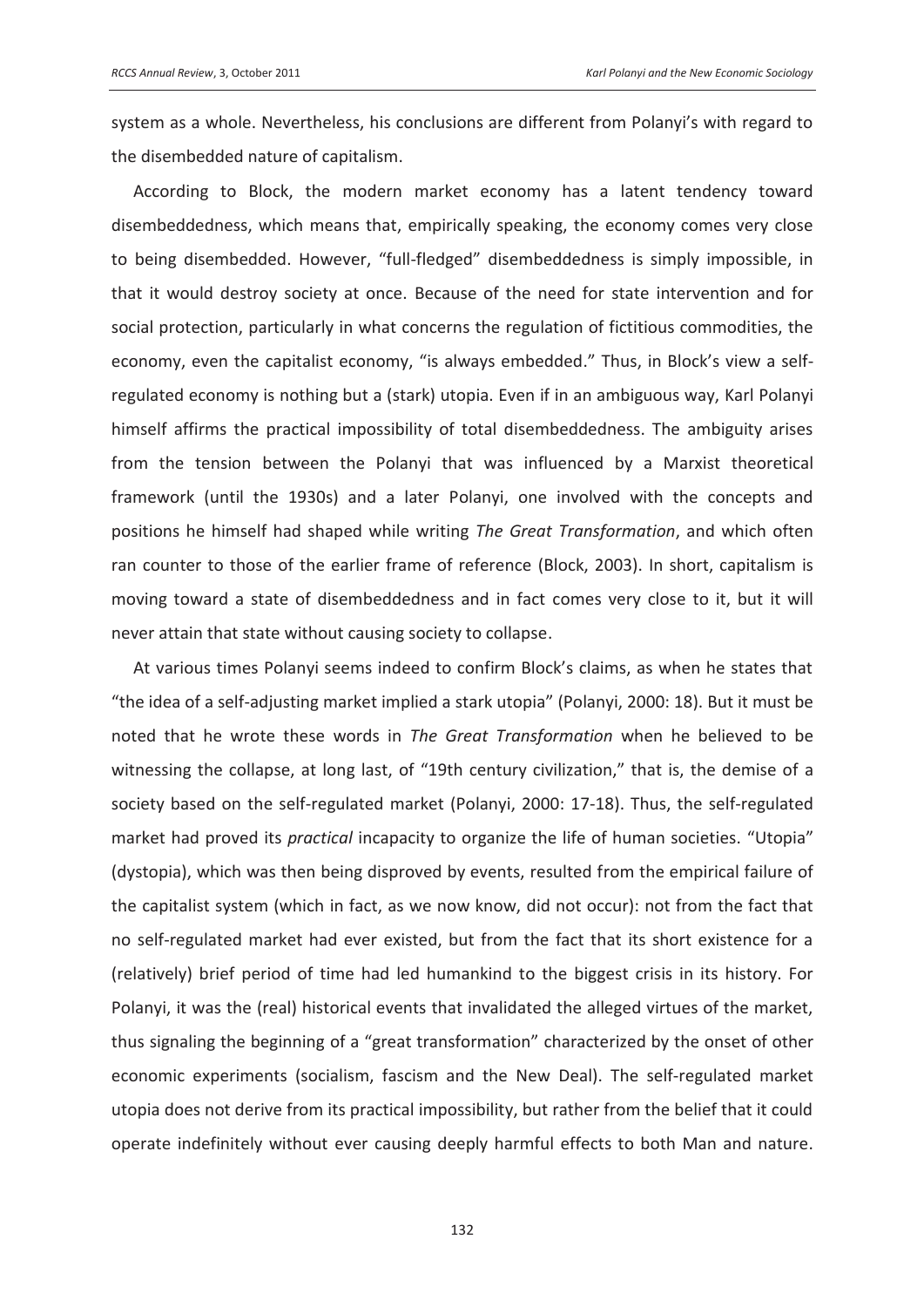system as a whole. Nevertheless, his conclusions are different from Polanyi's with regard to the disembedded nature of capitalism.

According to Block, the modern market economy has a latent tendency toward disembeddedness, which means that, empirically speaking, the economy comes very close to being disembedded. However, "full-fledged" disembeddedness is simply impossible, in that it would destroy society at once. Because of the need for state intervention and for social protection, particularly in what concerns the regulation of fictitious commodities, the economy, even the capitalist economy, "is always embedded." Thus, in Block's view a self-regulated economy is nothing but a (stark) utopia. Even if in an ambiguous way, Karl Polanyi himself affirms the practical impossibility of total disembeddedness. The ambiguity arises from the tension between the Polanyi that was influenced by a Marxist theoretical framework (until the 1930s) and a later Polanyi, one involved with the concepts and positions he himself had shaped while writing *The Great Transformation*, and which often ran counter to those of the earlier frame of reference (Block, 2003). In short, capitalism is moving toward a state of disembeddedness and in fact comes very close to it, but it will never attain that state without causing society to collapse.

At various times Polanyi seems indeed to confirm Block's claims, as when he states that "the idea of a self-adjusting market implied a stark utopia" (Polanyi, 2000: 18). But it must be noted that he wrote these words in *The Great Transformation* when he believed to be witnessing the collapse, at long last, of "19th century civilization," that is, the demise of a society based on the self-regulated market (Polanyi, 2000: 17-18). Thus, the self-regulated market had proved its *practical* incapacity to organize the life of human societies. "Utopia" (dystopia), which was then being disproved by events, resulted from the empirical failure of the capitalist system (which in fact, as we now know, did not occur): not from the fact that no self-regulated market had ever existed, but from the fact that its short existence for a (relatively) brief period of time had led humankind to the biggest crisis in its history. For Polanyi, it was the (real) historical events that invalidated the alleged virtues of the market, thus signaling the beginning of a "great transformation" characterized by the onset of other economic experiments (socialism, fascism and the New Deal). The self-regulated market utopia does not derive from its practical impossibility, but rather from the belief that it could operate indefinitely without ever causing deeply harmful effects to both Man and nature.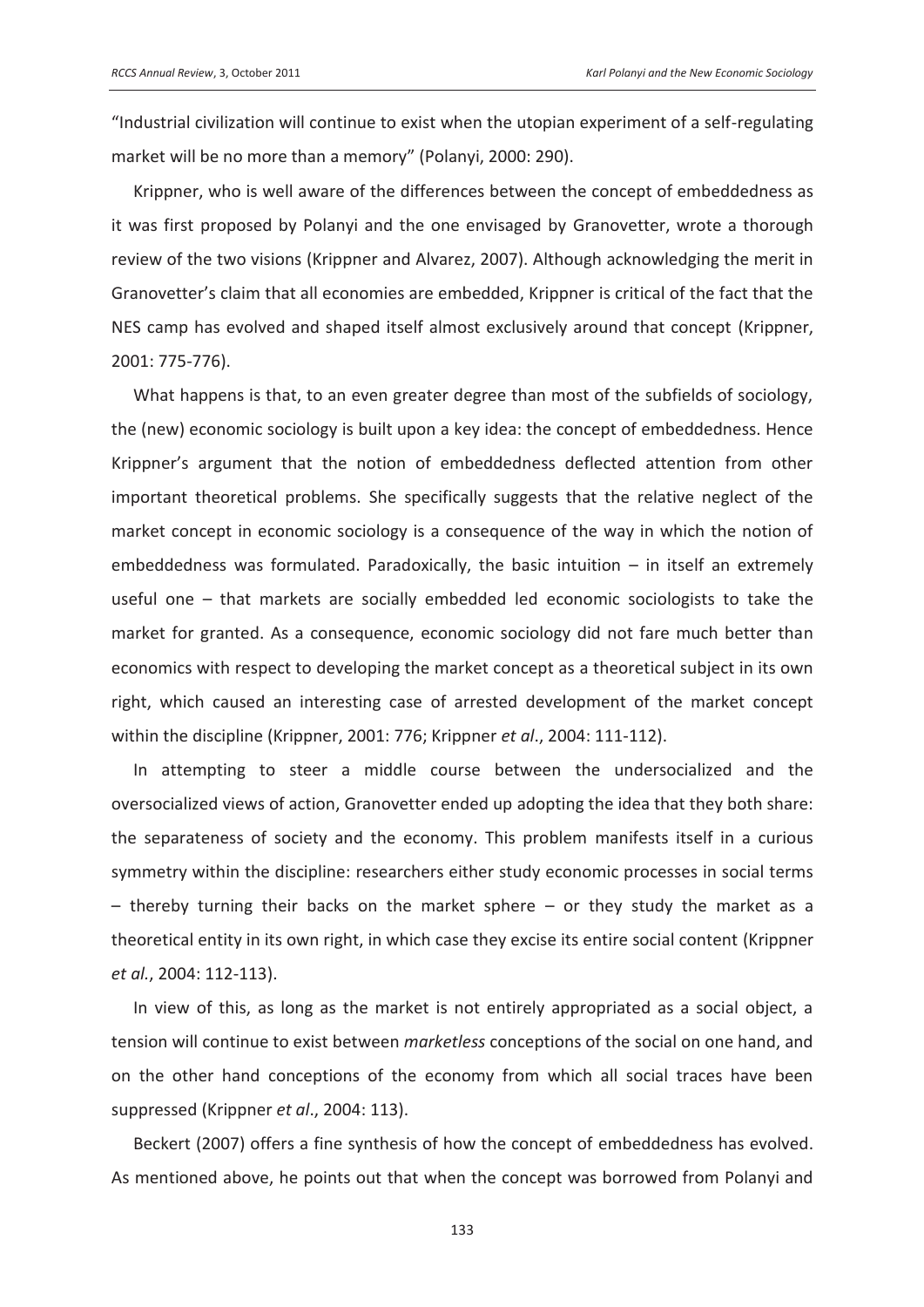"Industrial civilization will continue to exist when the utopian experiment of a self-regulating market will be no more than a memory" (Polanyi, 2000: 290).

Krippner, who is well aware of the differences between the concept of embeddedness as it was first proposed by Polanyi and the one envisaged by Granovetter, wrote a thorough review of the two visions (Krippner and Alvarez, 2007). Although acknowledging the merit in Granovetter's claim that all economies are embedded, Krippner is critical of the fact that the NES camp has evolved and shaped itself almost exclusively around that concept (Krippner, 2001: 775-776).

What happens is that, to an even greater degree than most of the subfields of sociology, the (new) economic sociology is built upon a key idea: the concept of embeddedness. Hence Krippner's argument that the notion of embeddedness deflected attention from other important theoretical problems. She specifically suggests that the relative neglect of the market concept in economic sociology is a consequence of the way in which the notion of embeddedness was formulated. Paradoxically, the basic intuition – in itself an extremely useful one – that markets are socially embedded led economic sociologists to take the market for granted. As a consequence, economic sociology did not fare much better than economics with respect to developing the market concept as a theoretical subject in its own right, which caused an interesting case of arrested development of the market concept within the discipline (Krippner, 2001: 776; Krippner *et al*., 2004: 111-112).

In attempting to steer a middle course between the undersocialized and the oversocialized views of action, Granovetter ended up adopting the idea that they both share: the separateness of society and the economy. This problem manifests itself in a curious symmetry within the discipline: researchers either study economic processes in social terms – thereby turning their backs on the market sphere – or they study the market as a theoretical entity in its own right, in which case they excise its entire social content (Krippner *et al.*, 2004: 112-113).

In view of this, as long as the market is not entirely appropriated as a social object, a tension will continue to exist between *marketless* conceptions of the social on one hand, and on the other hand conceptions of the economy from which all social traces have been suppressed (Krippner *et al*., 2004: 113).

Beckert (2007) offers a fine synthesis of how the concept of embeddedness has evolved. As mentioned above, he points out that when the concept was borrowed from Polanyi and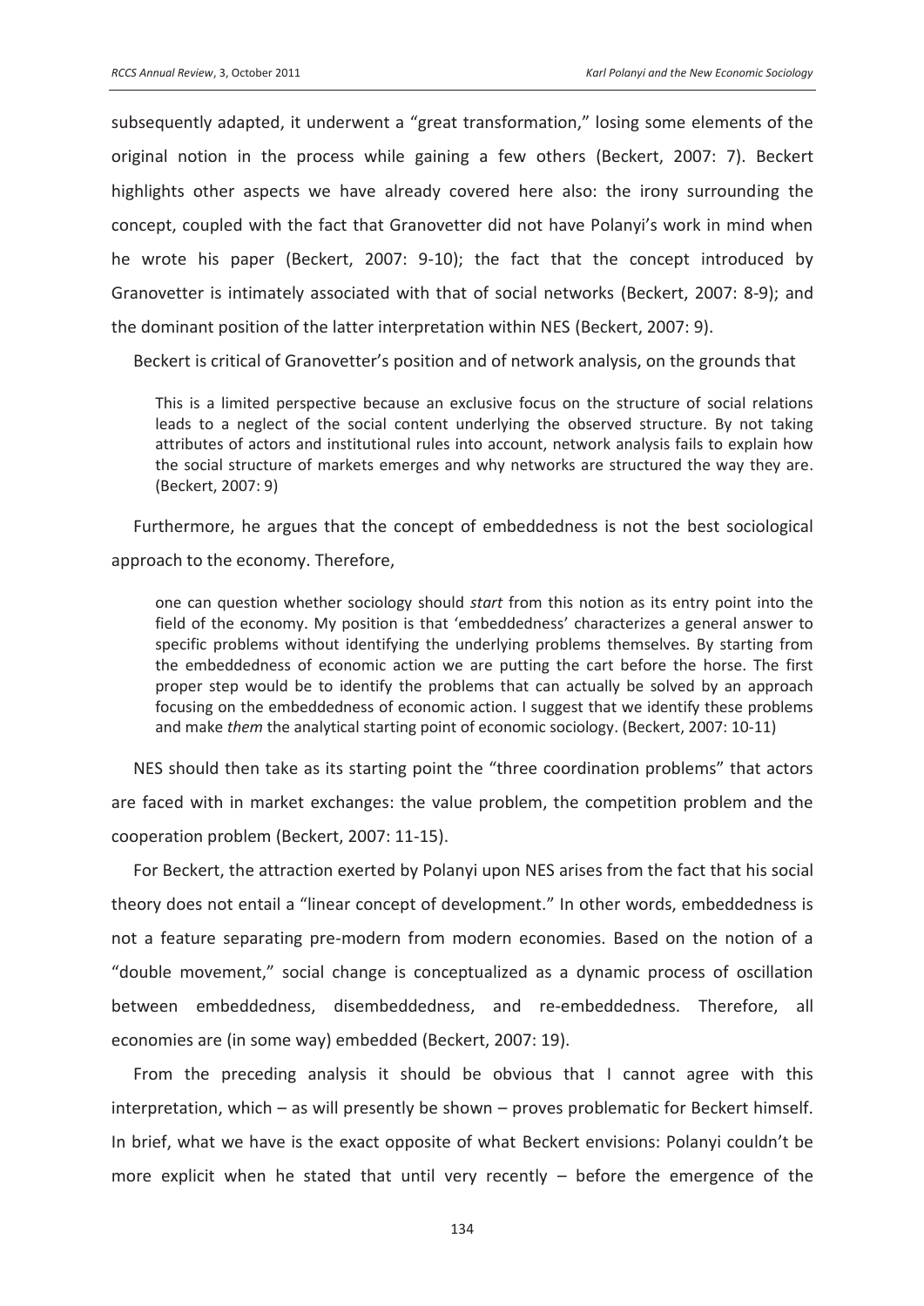subsequently adapted, it underwent a "great transformation," losing some elements of the original notion in the process while gaining a few others (Beckert, 2007: 7). Beckert highlights other aspects we have already covered here also: the irony surrounding the concept, coupled with the fact that Granovetter did not have Polanyi's work in mind when he wrote his paper (Beckert, 2007: 9-10); the fact that the concept introduced by Granovetter is intimately associated with that of social networks (Beckert, 2007: 8-9); and the dominant position of the latter interpretation within NES (Beckert, 2007: 9).

Beckert is critical of Granovetter's position and of network analysis, on the grounds that

> This is a limited perspective because an exclusive focus on the structure of social relations leads to a neglect of the social content underlying the observed structure. By not taking attributes of actors and institutional rules into account, network analysis fails to explain how the social structure of markets emerges and why networks are structured the way they are. (Beckert, 2007: 9)

Furthermore, he argues that the concept of embeddedness is not the best sociological approach to the economy. Therefore,

> one can question whether sociology should *start* from this notion as its entry point into the field of the economy. My position is that 'embeddedness' characterizes a general answer to specific problems without identifying the underlying problems themselves. By starting from the embeddedness of economic action we are putting the cart before the horse. The first proper step would be to identify the problems that can actually be solved by an approach focusing on the embeddedness of economic action. I suggest that we identify these problems and make *them* the analytical starting point of economic sociology. (Beckert, 2007: 10-11)

NES should then take as its starting point the "three coordination problems" that actors are faced with in market exchanges: the value problem, the competition problem and the cooperation problem (Beckert, 2007: 11-15).

For Beckert, the attraction exerted by Polanyi upon NES arises from the fact that his social theory does not entail a "linear concept of development." In other words, embeddedness is not a feature separating pre-modern from modern economies. Based on the notion of a "double movement," social change is conceptualized as a dynamic process of oscillation between embeddedness, disembeddedness, and re-embeddedness. Therefore, all economies are (in some way) embedded (Beckert, 2007: 19).

From the preceding analysis it should be obvious that I cannot agree with this interpretation, which – as will presently be shown – proves problematic for Beckert himself. In brief, what we have is the exact opposite of what Beckert envisions: Polanyi couldn't be more explicit when he stated that until very recently – before the emergence of the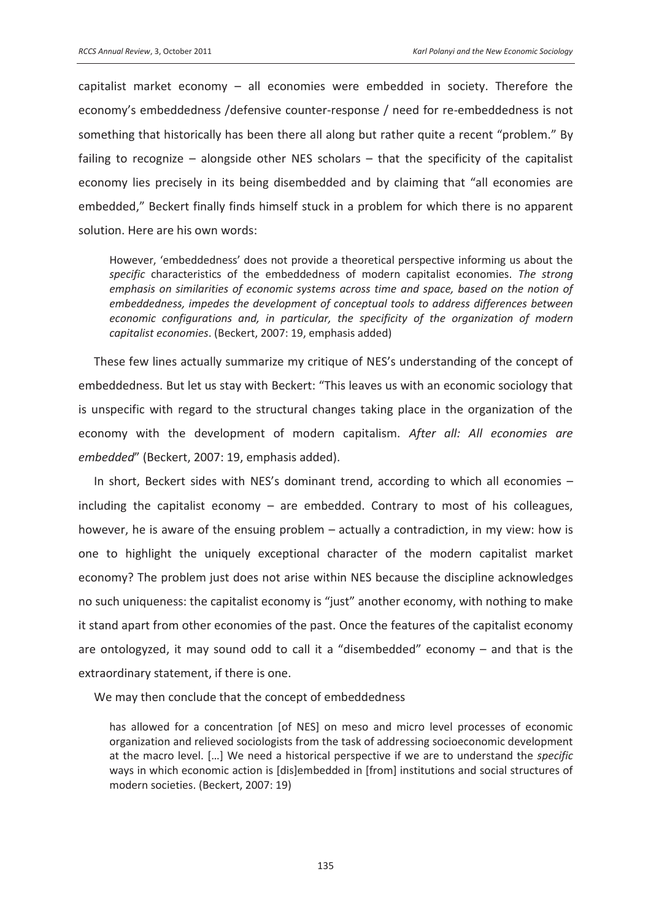capitalist market economy – all economies were embedded in society. Therefore the economy's embeddedness /defensive counter-response / need for re-embeddedness is not something that historically has been there all along but rather quite a recent "problem." By failing to recognize – alongside other NES scholars – that the specificity of the capitalist economy lies precisely in its being disembedded and by claiming that "all economies are embedded," Beckert finally finds himself stuck in a problem for which there is no apparent solution. Here are his own words:

> However, 'embeddedness' does not provide a theoretical perspective informing us about the *specific* characteristics of the embeddedness of modern capitalist economies. *The strong emphasis on similarities of economic systems across time and space, based on the notion of embeddedness, impedes the development of conceptual tools to address differences between economic configurations and, in particular, the specificity of the organization of modern capitalist economies*. (Beckert, 2007: 19, emphasis added)

These few lines actually summarize my critique of NES's understanding of the concept of embeddedness. But let us stay with Beckert: "This leaves us with an economic sociology that is unspecific with regard to the structural changes taking place in the organization of the economy with the development of modern capitalism. *After all: All economies are embedded*" (Beckert, 2007: 19, emphasis added).

In short, Beckert sides with NES's dominant trend, according to which all economies – including the capitalist economy – are embedded. Contrary to most of his colleagues, however, he is aware of the ensuing problem – actually a contradiction, in my view: how is one to highlight the uniquely exceptional character of the modern capitalist market economy? The problem just does not arise within NES because the discipline acknowledges no such uniqueness: the capitalist economy is "just" another economy, with nothing to make it stand apart from other economies of the past. Once the features of the capitalist economy are ontologyzed, it may sound odd to call it a "disembedded" economy – and that is the extraordinary statement, if there is one.

We may then conclude that the concept of embeddedness

> has allowed for a concentration [of NES] on meso and micro level processes of economic organization and relieved sociologists from the task of addressing socioeconomic development at the macro level. […] We need a historical perspective if we are to understand the *specific* ways in which economic action is [dis]embedded in [from] institutions and social structures of modern societies. (Beckert, 2007: 19)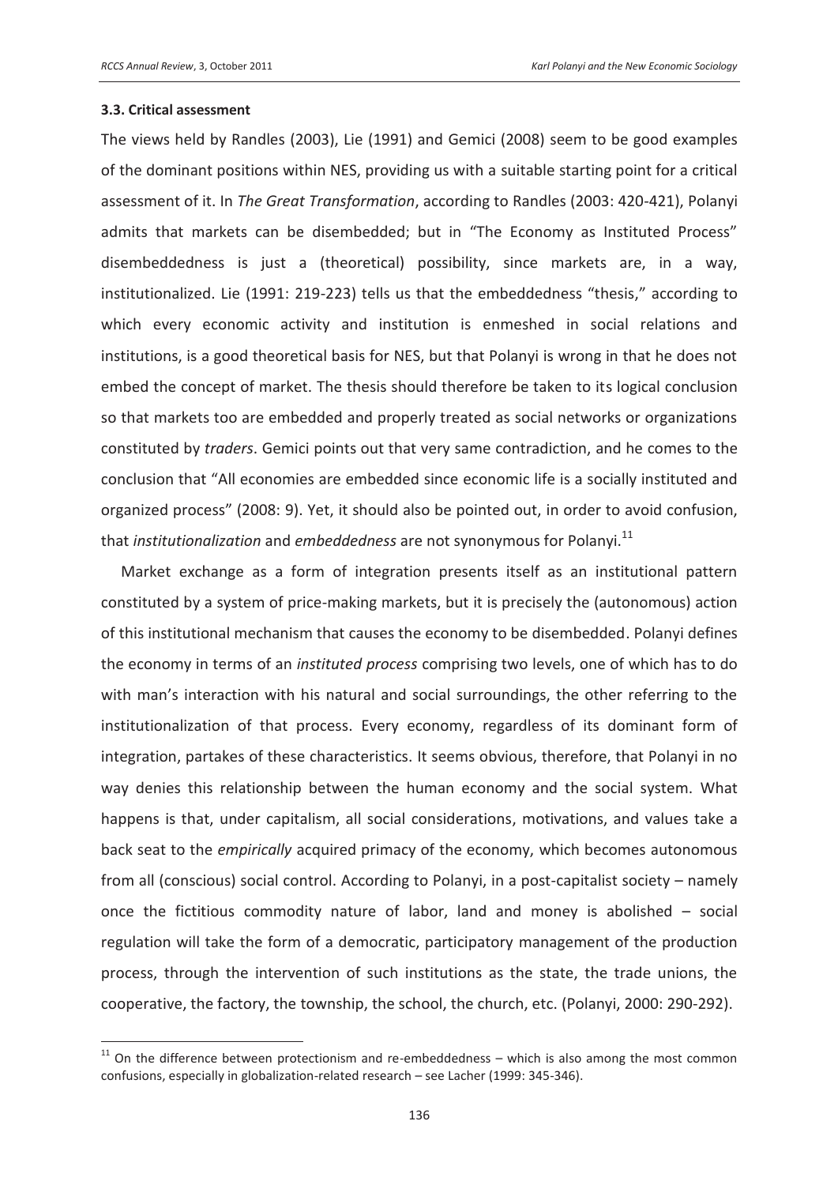### 3.3. Critical assessment

The views held by Randles (2003), Lie (1991) and Gemici (2008) seem to be good examples of the dominant positions within NES, providing us with a suitable starting point for a critical assessment of it. In *The Great Transformation*, according to Randles (2003: 420-421), Polanyi admits that markets can be disembedded; but in "The Economy as Instituted Process" disembeddedness is just a (theoretical) possibility, since markets are, in a way, institutionalized. Lie (1991: 219-223) tells us that the embeddedness "thesis," according to which every economic activity and institution is enmeshed in social relations and institutions, is a good theoretical basis for NES, but that Polanyi is wrong in that he does not embed the concept of market. The thesis should therefore be taken to its logical conclusion so that markets too are embedded and properly treated as social networks or organizations constituted by *traders*. Gemici points out that very same contradiction, and he comes to the conclusion that "All economies are embedded since economic life is a socially instituted and organized process" (2008: 9). Yet, it should also be pointed out, in order to avoid confusion, that *institutionalization* and *embeddedness* are not synonymous for Polanyi.[11]

Market exchange as a form of integration presents itself as an institutional pattern constituted by a system of price-making markets, but it is precisely the (autonomous) action of this institutional mechanism that causes the economy to be disembedded. Polanyi defines the economy in terms of an *instituted process* comprising two levels, one of which has to do with man's interaction with his natural and social surroundings, the other referring to the institutionalization of that process. Every economy, regardless of its dominant form of integration, partakes of these characteristics. It seems obvious, therefore, that Polanyi in no way denies this relationship between the human economy and the social system. What happens is that, under capitalism, all social considerations, motivations, and values take a back seat to the *empirically* acquired primacy of the economy, which becomes autonomous from all (conscious) social control. According to Polanyi, in a post-capitalist society – namely once the fictitious commodity nature of labor, land and money is abolished – social regulation will take the form of a democratic, participatory management of the production process, through the intervention of such institutions as the state, the trade unions, the cooperative, the factory, the township, the school, the church, etc. (Polanyi, 2000: 290-292).

[11] On the difference between protectionism and re-embeddedness – which is also among the most common confusions, especially in globalization-related research – see Lacher (1999: 345-346).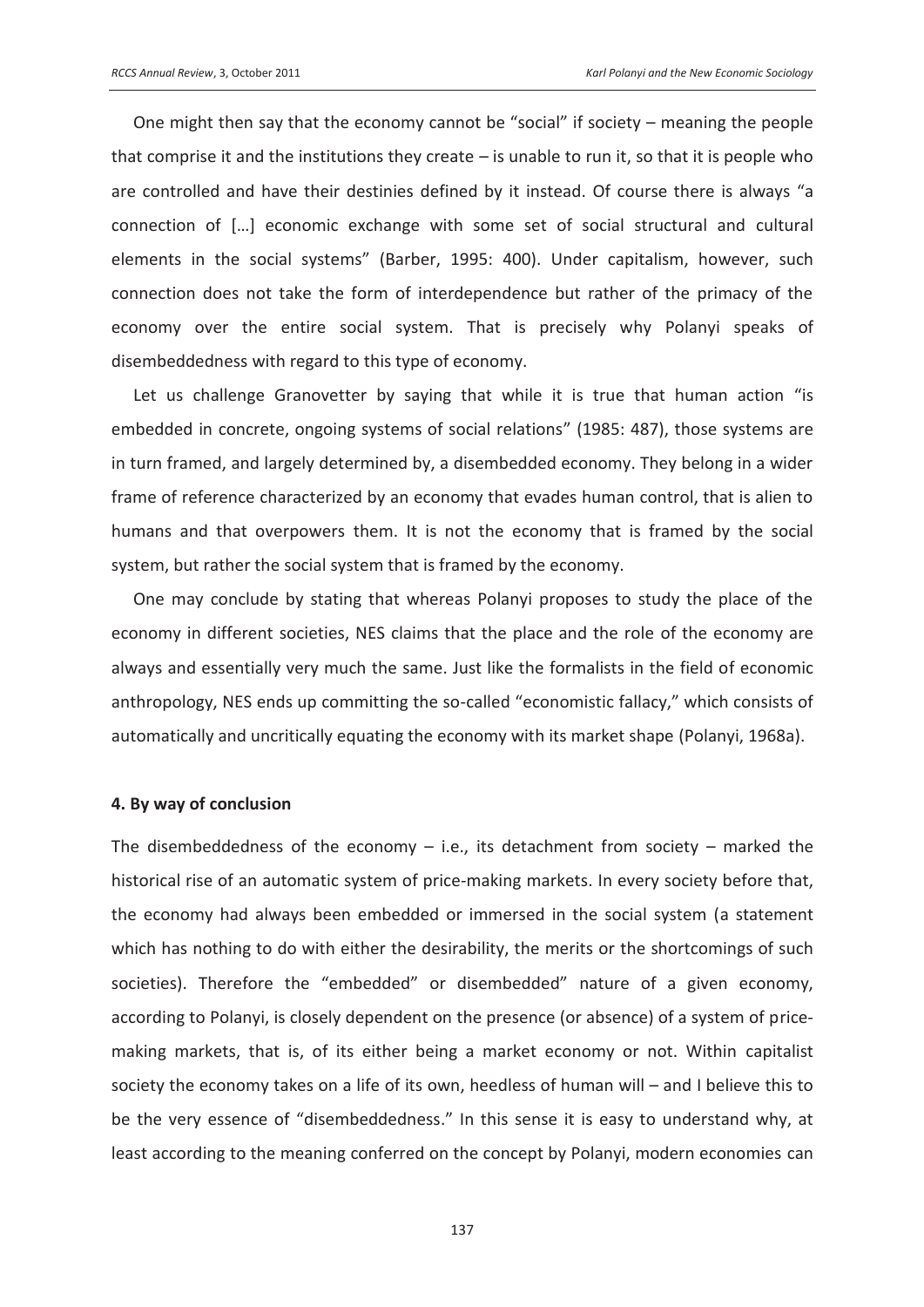One might then say that the economy cannot be "social" if society – meaning the people that comprise it and the institutions they create – is unable to run it, so that it is people who are controlled and have their destinies defined by it instead. Of course there is always "a connection of […] economic exchange with some set of social structural and cultural elements in the social systems" (Barber, 1995: 400). Under capitalism, however, such connection does not take the form of interdependence but rather of the primacy of the economy over the entire social system. That is precisely why Polanyi speaks of disembeddedness with regard to this type of economy.

Let us challenge Granovetter by saying that while it is true that human action "is embedded in concrete, ongoing systems of social relations" (1985: 487), those systems are in turn framed, and largely determined by, a disembedded economy. They belong in a wider frame of reference characterized by an economy that evades human control, that is alien to humans and that overpowers them. It is not the economy that is framed by the social system, but rather the social system that is framed by the economy.

One may conclude by stating that whereas Polanyi proposes to study the place of the economy in different societies, NES claims that the place and the role of the economy are always and essentially very much the same. Just like the formalists in the field of economic anthropology, NES ends up committing the so-called "economistic fallacy," which consists of automatically and uncritically equating the economy with its market shape (Polanyi, 1968a).

### 4. By way of conclusion

The disembeddedness of the economy – i.e., its detachment from society – marked the historical rise of an automatic system of price-making markets. In every society before that, the economy had always been embedded or immersed in the social system (a statement which has nothing to do with either the desirability, the merits or the shortcomings of such societies). Therefore the "embedded" or disembedded" nature of a given economy, according to Polanyi, is closely dependent on the presence (or absence) of a system of price-making markets, that is, of its either being a market economy or not. Within capitalist society the economy takes on a life of its own, heedless of human will – and I believe this to be the very essence of "disembeddedness." In this sense it is easy to understand why, at least according to the meaning conferred on the concept by Polanyi, modern economies can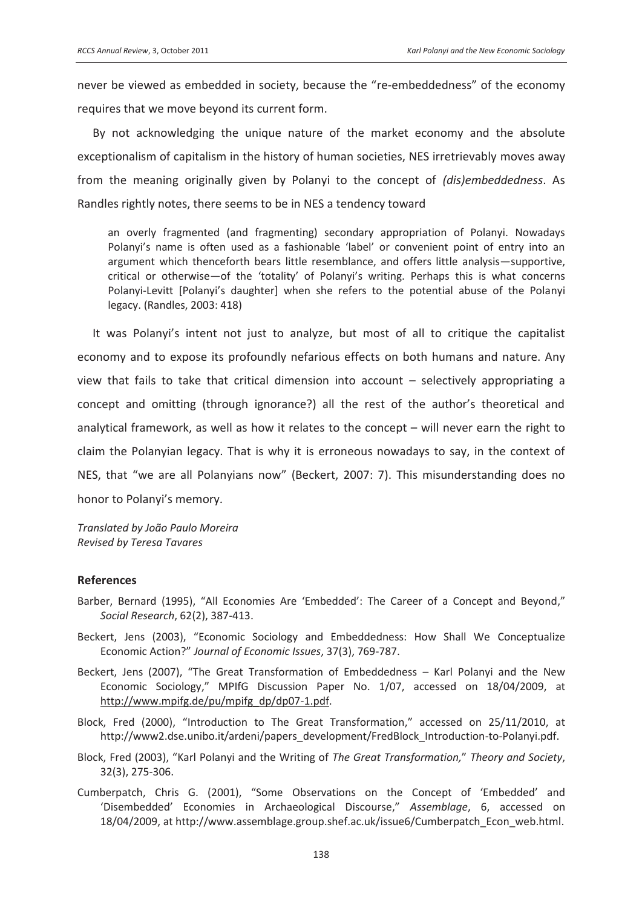never be viewed as embedded in society, because the "re-embeddedness" of the economy requires that we move beyond its current form.

By not acknowledging the unique nature of the market economy and the absolute exceptionalism of capitalism in the history of human societies, NES irretrievably moves away from the meaning originally given by Polanyi to the concept of *(dis)embeddedness*. As Randles rightly notes, there seems to be in NES a tendency toward

> an overly fragmented (and fragmenting) secondary appropriation of Polanyi. Nowadays Polanyi's name is often used as a fashionable 'label' or convenient point of entry into an argument which thenceforth bears little resemblance, and offers little analysis—supportive, critical or otherwise—of the 'totality' of Polanyi's writing. Perhaps this is what concerns Polanyi-Levitt [Polanyi's daughter] when she refers to the potential abuse of the Polanyi legacy. (Randles, 2003: 418)

It was Polanyi's intent not just to analyze, but most of all to critique the capitalist economy and to expose its profoundly nefarious effects on both humans and nature. Any view that fails to take that critical dimension into account – selectively appropriating a concept and omitting (through ignorance?) all the rest of the author's theoretical and analytical framework, as well as how it relates to the concept – will never earn the right to claim the Polanyian legacy. That is why it is erroneous nowadays to say, in the context of NES, that "we are all Polanyians now" (Beckert, 2007: 7). This misunderstanding does no honor to Polanyi's memory.

*Translated by João Paulo Moreira*
*Revised by Teresa Tavares*

## References

Barber, Bernard (1995), "All Economies Are 'Embedded': The Career of a Concept and Beyond," *Social Research*, 62(2), 387-413.

Beckert, Jens (2003), "Economic Sociology and Embeddedness: How Shall We Conceptualize Economic Action?" *Journal of Economic Issues*, 37(3), 769-787.

Beckert, Jens (2007), "The Great Transformation of Embeddedness – Karl Polanyi and the New Economic Sociology," MPIfG Discussion Paper No. 1/07, accessed on 18/04/2009, at http://www.mpifg.de/pu/mpifg_dp/dp07-1.pdf.

Block, Fred (2000), "Introduction to The Great Transformation," accessed on 25/11/2010, at http://www2.dse.unibo.it/ardeni/papers_development/FredBlock_Introduction-to-Polanyi.pdf.

Block, Fred (2003), "Karl Polanyi and the Writing of *The Great Transformation*," *Theory and Society*, 32(3), 275-306.

Cumberpatch, Chris G. (2001), "Some Observations on the Concept of 'Embedded' and 'Disembedded' Economies in Archaeological Discourse," *Assemblage*, 6, accessed on 18/04/2009, at http://www.assemblage.group.shef.ac.uk/issue6/Cumberpatch_Econ_web.html.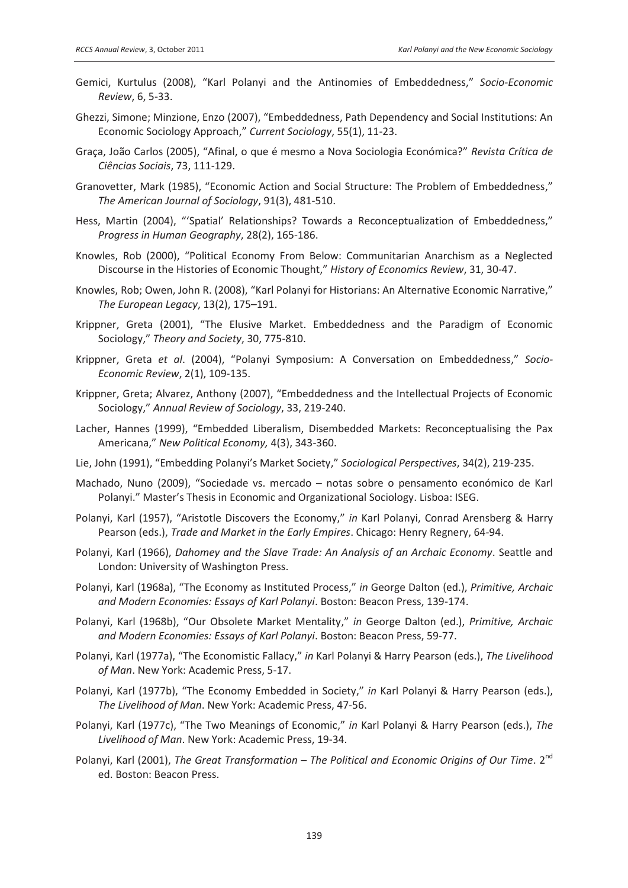Gemici, Kurtulus (2008), "Karl Polanyi and the Antinomies of Embeddedness," *Socio-Economic Review*, 6, 5-33.

Ghezzi, Simone; Minzione, Enzo (2007), "Embeddedness, Path Dependency and Social Institutions: An Economic Sociology Approach," *Current Sociology*, 55(1), 11-23.

Graça, João Carlos (2005), "Afinal, o que é mesmo a Nova Sociologia Económica?" *Revista Crítica de Ciências Sociais*, 73, 111-129.

Granovetter, Mark (1985), "Economic Action and Social Structure: The Problem of Embeddedness," *The American Journal of Sociology*, 91(3), 481-510.

Hess, Martin (2004), "'Spatial' Relationships? Towards a Reconceptualization of Embeddedness," *Progress in Human Geography*, 28(2), 165-186.

Knowles, Rob (2000), "Political Economy From Below: Communitarian Anarchism as a Neglected Discourse in the Histories of Economic Thought," *History of Economics Review*, 31, 30-47.

Knowles, Rob; Owen, John R. (2008), "Karl Polanyi for Historians: An Alternative Economic Narrative," *The European Legacy*, 13(2), 175–191.

Krippner, Greta (2001), "The Elusive Market. Embeddedness and the Paradigm of Economic Sociology," *Theory and Society*, 30, 775-810.

Krippner, Greta *et al*. (2004), "Polanyi Symposium: A Conversation on Embeddedness," *Socio-Economic Review*, 2(1), 109-135.

Krippner, Greta; Alvarez, Anthony (2007), "Embeddedness and the Intellectual Projects of Economic Sociology," *Annual Review of Sociology*, 33, 219-240.

Lacher, Hannes (1999), "Embedded Liberalism, Disembedded Markets: Reconceptualising the Pax Americana," *New Political Economy,* 4(3), 343-360.

Lie, John (1991), "Embedding Polanyi's Market Society," *Sociological Perspectives*, 34(2), 219-235.

Machado, Nuno (2009), "Sociedade vs. mercado – notas sobre o pensamento económico de Karl Polanyi." Master's Thesis in Economic and Organizational Sociology. Lisboa: ISEG.

Polanyi, Karl (1957), "Aristotle Discovers the Economy," *in* Karl Polanyi, Conrad Arensberg & Harry Pearson (eds.), *Trade and Market in the Early Empires*. Chicago: Henry Regnery, 64-94.

Polanyi, Karl (1966), *Dahomey and the Slave Trade: An Analysis of an Archaic Economy*. Seattle and London: University of Washington Press.

Polanyi, Karl (1968a), "The Economy as Instituted Process," *in* George Dalton (ed.), *Primitive, Archaic and Modern Economies: Essays of Karl Polanyi*. Boston: Beacon Press, 139-174.

Polanyi, Karl (1968b), "Our Obsolete Market Mentality," *in* George Dalton (ed.), *Primitive, Archaic and Modern Economies: Essays of Karl Polanyi*. Boston: Beacon Press, 59-77.

Polanyi, Karl (1977a), "The Economistic Fallacy," *in* Karl Polanyi & Harry Pearson (eds.), *The Livelihood of Man*. New York: Academic Press, 5-17.

Polanyi, Karl (1977b), "The Economy Embedded in Society," *in* Karl Polanyi & Harry Pearson (eds.), *The Livelihood of Man*. New York: Academic Press, 47-56.

Polanyi, Karl (1977c), "The Two Meanings of Economic," *in* Karl Polanyi & Harry Pearson (eds.), *The Livelihood of Man*. New York: Academic Press, 19-34.

Polanyi, Karl (2001), *The Great Transformation – The Political and Economic Origins of Our Time*. 2nd ed. Boston: Beacon Press.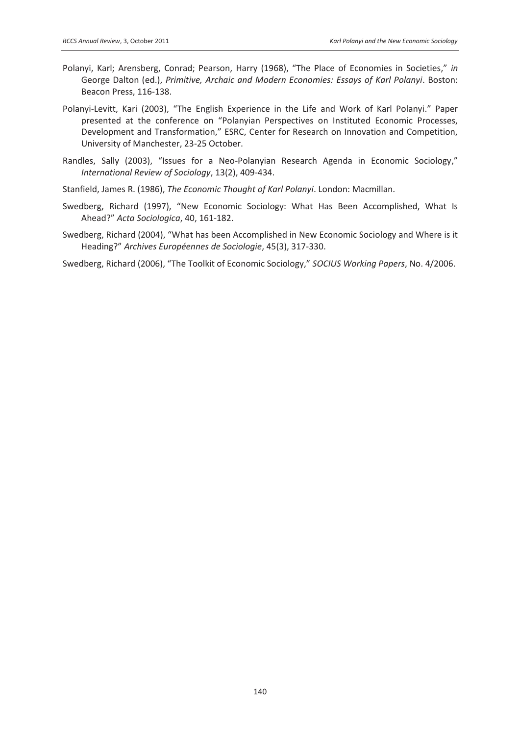Polanyi, Karl; Arensberg, Conrad; Pearson, Harry (1968), "The Place of Economies in Societies," *in* George Dalton (ed.), *Primitive, Archaic and Modern Economies: Essays of Karl Polanyi*. Boston: Beacon Press, 116-138.

Polanyi-Levitt, Kari (2003), "The English Experience in the Life and Work of Karl Polanyi." Paper presented at the conference on "Polanyian Perspectives on Instituted Economic Processes, Development and Transformation," ESRC, Center for Research on Innovation and Competition, University of Manchester, 23-25 October.

Randles, Sally (2003), "Issues for a Neo-Polanyian Research Agenda in Economic Sociology," *International Review of Sociology*, 13(2), 409-434.

Stanfield, James R. (1986), *The Economic Thought of Karl Polanyi*. London: Macmillan.

Swedberg, Richard (1997), "New Economic Sociology: What Has Been Accomplished, What Is Ahead?" *Acta Sociologica*, 40, 161-182.

Swedberg, Richard (2004), "What has been Accomplished in New Economic Sociology and Where is it Heading?" *Archives Européennes de Sociologie*, 45(3), 317-330.

Swedberg, Richard (2006), "The Toolkit of Economic Sociology," *SOCIUS Working Papers*, No. 4/2006.